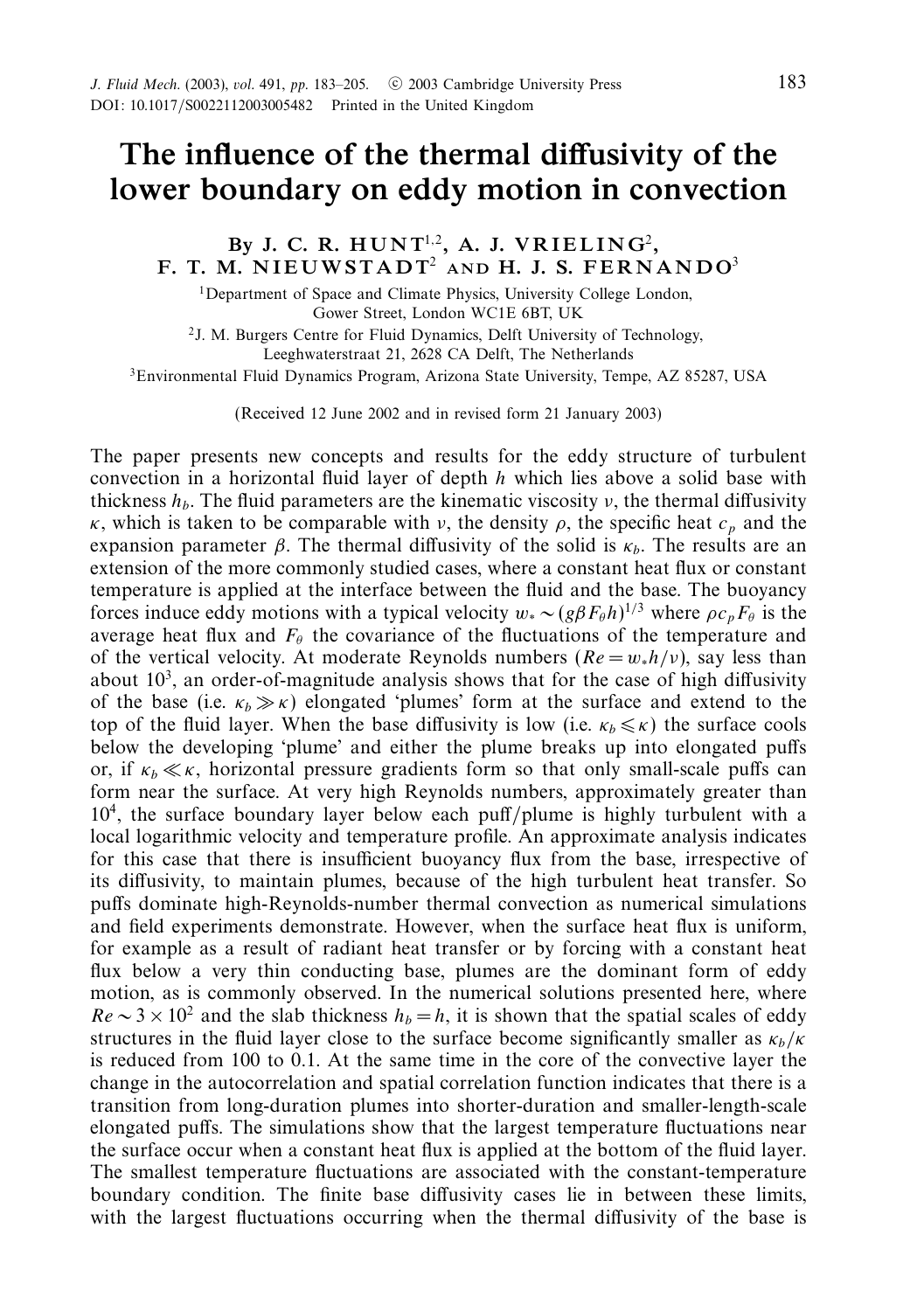# The influence of the thermal diffusivity of the lower boundary on eddy motion in convection

By J. C. R. HUNT[1,2], A. J. VRIELING[2], F. T. M. NIEUWSTADT[2] AND H. J. S. FERNANDO[3]

[1]Department of Space and Climate Physics, University College London, Gower Street, London WC1E 6BT, UK

[2]J. M. Burgers Centre for Fluid Dynamics, Delft University of Technology, Leeghwaterstraat 21, 2628 CA Delft, The Netherlands

[3]Environmental Fluid Dynamics Program, Arizona State University, Tempe, AZ 85287, USA

(Received 12 June 2002 and in revised form 21 January 2003)

The paper presents new concepts and results for the eddy structure of turbulent convection in a horizontal fluid layer of depth $h$ which lies above a solid base with thickness $h_b$. The fluid parameters are the kinematic viscosity $\nu$, the thermal diffusivity $\kappa$, which is taken to be comparable with $\nu$, the density $\rho$, the specific heat $c_p$ and the expansion parameter $\beta$. The thermal diffusivity of the solid is $\kappa_b$. The results are an extension of the more commonly studied cases, where a constant heat flux or constant temperature is applied at the interface between the fluid and the base. The buoyancy forces induce eddy motions with a typical velocity $w_* \sim (g\beta F_\theta h)^{1/3}$ where $\rho c_p F_\theta$ is the average heat flux and $F_\theta$ the covariance of the fluctuations of the temperature and of the vertical velocity. At moderate Reynolds numbers ($Re = w_* h/\nu$), say less than about $10^3$, an order-of-magnitude analysis shows that for the case of high diffusivity of the base (i.e. $\kappa_b \gg \kappa$) elongated 'plumes' form at the surface and extend to the top of the fluid layer. When the base diffusivity is low (i.e. $\kappa_b \leqslant \kappa$) the surface cools below the developing 'plume' and either the plume breaks up into elongated puffs or, if $\kappa_b \ll \kappa$, horizontal pressure gradients form so that only small-scale puffs can form near the surface. At very high Reynolds numbers, approximately greater than $10^4$, the surface boundary layer below each puff/plume is highly turbulent with a local logarithmic velocity and temperature profile. An approximate analysis indicates for this case that there is insufficient buoyancy flux from the base, irrespective of its diffusivity, to maintain plumes, because of the high turbulent heat transfer. So puffs dominate high-Reynolds-number thermal convection as numerical simulations and field experiments demonstrate. However, when the surface heat flux is uniform, for example as a result of radiant heat transfer or by forcing with a constant heat flux below a very thin conducting base, plumes are the dominant form of eddy motion, as is commonly observed. In the numerical solutions presented here, where $Re \sim 3 \times 10^2$ and the slab thickness $h_b = h$, it is shown that the spatial scales of eddy structures in the fluid layer close to the surface become significantly smaller as $\kappa_b/\kappa$ is reduced from 100 to 0.1. At the same time in the core of the convective layer the change in the autocorrelation and spatial correlation function indicates that there is a transition from long-duration plumes into shorter-duration and smaller-length-scale elongated puffs. The simulations show that the largest temperature fluctuations near the surface occur when a constant heat flux is applied at the bottom of the fluid layer. The smallest temperature fluctuations are associated with the constant-temperature boundary condition. The finite base diffusivity cases lie in between these limits, with the largest fluctuations occurring when the thermal diffusivity of the base is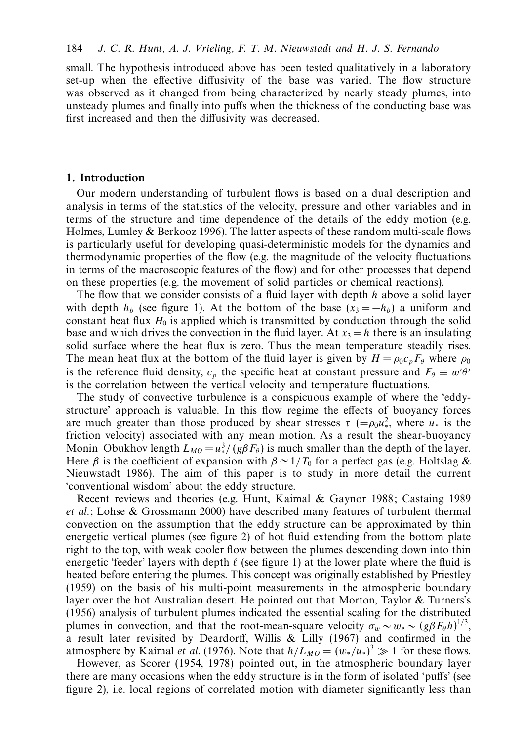small. The hypothesis introduced above has been tested qualitatively in a laboratory set-up when the effective diffusivity of the base was varied. The flow structure was observed as it changed from being characterized by nearly steady plumes, into unsteady plumes and finally into puffs when the thickness of the conducting base was first increased and then the diffusivity was decreased.

---

## 1. Introduction

Our modern understanding of turbulent flows is based on a dual description and analysis in terms of the statistics of the velocity, pressure and other variables and in terms of the structure and time dependence of the details of the eddy motion (e.g. Holmes, Lumley & Berkooz 1996). The latter aspects of these random multi-scale flows is particularly useful for developing quasi-deterministic models for the dynamics and thermodynamic properties of the flow (e.g. the magnitude of the velocity fluctuations in terms of the macroscopic features of the flow) and for other processes that depend on these properties (e.g. the movement of solid particles or chemical reactions).

The flow that we consider consists of a fluid layer with depth $h$ above a solid layer with depth $h_b$ (see figure 1). At the bottom of the base ($x_3 = -h_b$) a uniform and constant heat flux $H_0$ is applied which is transmitted by conduction through the solid base and which drives the convection in the fluid layer. At $x_3 = h$ there is an insulating solid surface where the heat flux is zero. Thus the mean temperature steadily rises. The mean heat flux at the bottom of the fluid layer is given by $H = \rho_0 c_p F_\theta$ where $\rho_0$ is the reference fluid density, $c_p$ the specific heat at constant pressure and $F_\theta \equiv \overline{w'\theta'}$ is the correlation between the vertical velocity and temperature fluctuations.

The study of convective turbulence is a conspicuous example of where the 'eddy-structure' approach is valuable. In this flow regime the effects of buoyancy forces are much greater than those produced by shear stresses $\tau$ ($=\rho_0 u_*^2$, where $u_*$ is the friction velocity) associated with any mean motion. As a result the shear-buoyancy Monin–Obukhov length $L_{MO} = u_*^3/(g\beta F_\theta)$ is much smaller than the depth of the layer. Here $\beta$ is the coefficient of expansion with $\beta \simeq 1/T_0$ for a perfect gas (e.g. Holtslag & Nieuwstadt 1986). The aim of this paper is to study in more detail the current 'conventional wisdom' about the eddy structure.

Recent reviews and theories (e.g. Hunt, Kaimal & Gaynor 1988; Castaing 1989 *et al.*; Lohse & Grossmann 2000) have described many features of turbulent thermal convection on the assumption that the eddy structure can be approximated by thin energetic vertical plumes (see figure 2) of hot fluid extending from the bottom plate right to the top, with weak cooler flow between the plumes descending down into thin energetic 'feeder' layers with depth $\ell$ (see figure 1) at the lower plate where the fluid is heated before entering the plumes. This concept was originally established by Priestley (1959) on the basis of his multi-point measurements in the atmospheric boundary layer over the hot Australian desert. He pointed out that Morton, Taylor & Turner's (1956) analysis of turbulent plumes indicated the essential scaling for the distributed plumes in convection, and that the root-mean-square velocity $\sigma_w \sim w_* \sim (g\beta F_\theta h)^{1/3}$, a result later revisited by Deardorff, Willis & Lilly (1967) and confirmed in the atmosphere by Kaimal *et al.* (1976). Note that $h/L_{MO} = (w_*/u_*)^3 \gg 1$ for these flows.

However, as Scorer (1954, 1978) pointed out, in the atmospheric boundary layer there are many occasions when the eddy structure is in the form of isolated 'puffs' (see figure 2), i.e. local regions of correlated motion with diameter significantly less than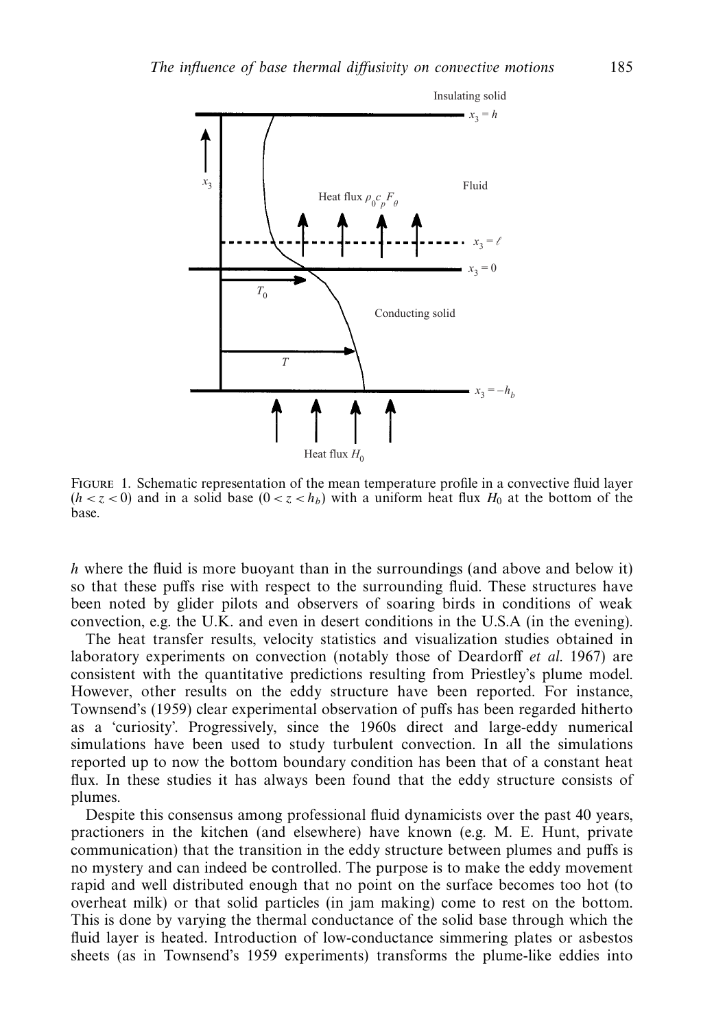FIGURE 1. Schematic representation of the mean temperature profile in a convective fluid layer ($h < z < 0$) and in a solid base ($0 < z < h_b$) with a uniform heat flux $H_0$ at the bottom of the base.

$h$ where the fluid is more buoyant than in the surroundings (and above and below it) so that these puffs rise with respect to the surrounding fluid. These structures have been noted by glider pilots and observers of soaring birds in conditions of weak convection, e.g. the U.K. and even in desert conditions in the U.S.A (in the evening).

The heat transfer results, velocity statistics and visualization studies obtained in laboratory experiments on convection (notably those of Deardorff *et al.* 1967) are consistent with the quantitative predictions resulting from Priestley's plume model. However, other results on the eddy structure have been reported. For instance, Townsend's (1959) clear experimental observation of puffs has been regarded hitherto as a 'curiosity'. Progressively, since the 1960s direct and large-eddy numerical simulations have been used to study turbulent convection. In all the simulations reported up to now the bottom boundary condition has been that of a constant heat flux. In these studies it has always been found that the eddy structure consists of plumes.

Despite this consensus among professional fluid dynamicists over the past 40 years, practioners in the kitchen (and elsewhere) have known (e.g. M. E. Hunt, private communication) that the transition in the eddy structure between plumes and puffs is no mystery and can indeed be controlled. The purpose is to make the eddy movement rapid and well distributed enough that no point on the surface becomes too hot (to overheat milk) or that solid particles (in jam making) come to rest on the bottom. This is done by varying the thermal conductance of the solid base through which the fluid layer is heated. Introduction of low-conductance simmering plates or asbestos sheets (as in Townsend's 1959 experiments) transforms the plume-like eddies into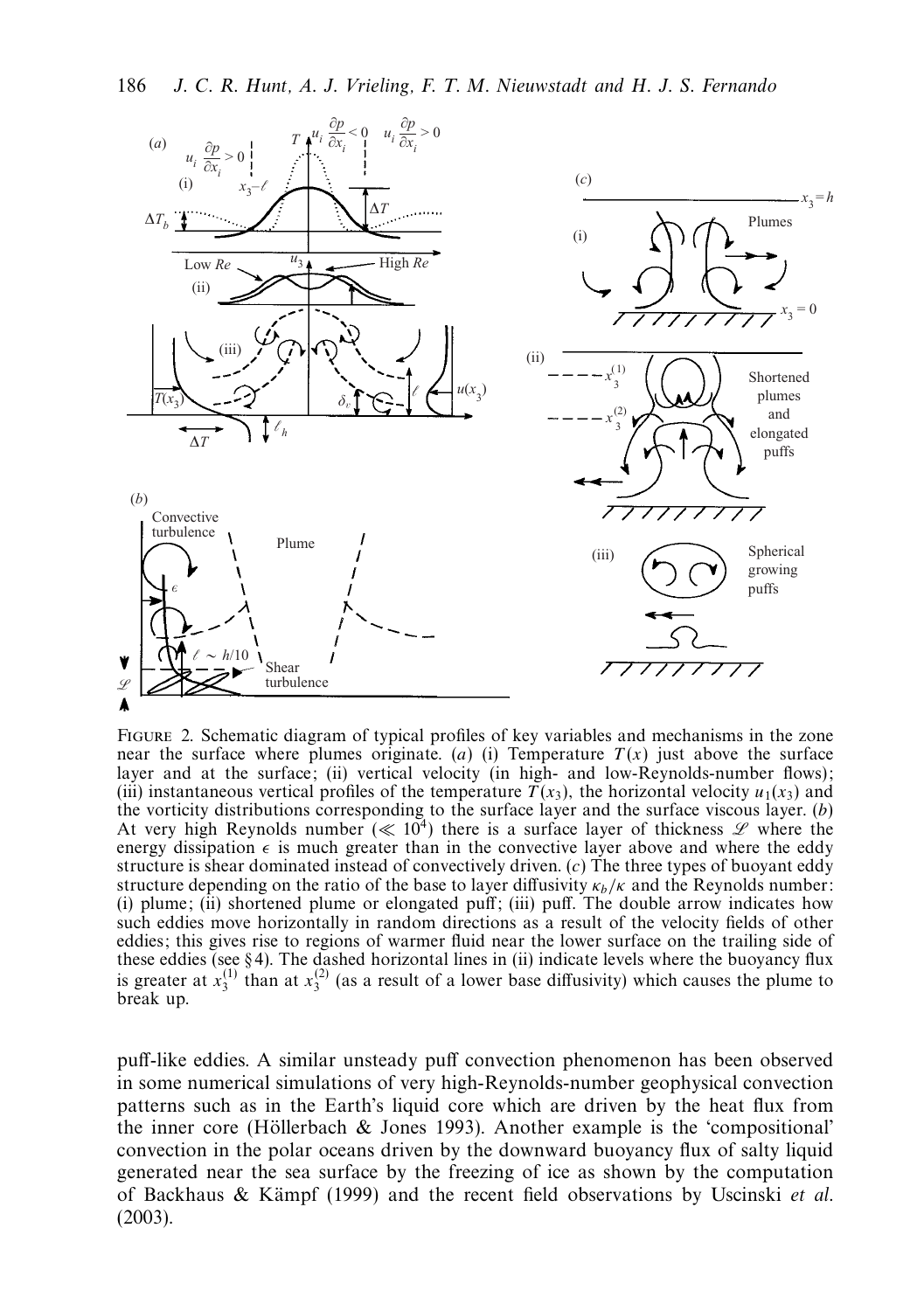FIGURE 2. Schematic diagram of typical profiles of key variables and mechanisms in the zone near the surface where plumes originate. (*a*) (i) Temperature $T(x)$ just above the surface layer and at the surface; (ii) vertical velocity (in high- and low-Reynolds-number flows); (iii) instantaneous vertical profiles of the temperature $T(x_3)$, the horizontal velocity $u_1(x_3)$ and the vorticity distributions corresponding to the surface layer and the surface viscous layer. (*b*) At very high Reynolds number ($\ll 10^4$) there is a surface layer of thickness $\mathscr{L}$ where the energy dissipation $\epsilon$ is much greater than in the convective layer above and where the eddy structure is shear dominated instead of convectively driven. (*c*) The three types of buoyant eddy structure depending on the ratio of the base to layer diffusivity $\kappa_b/\kappa$ and the Reynolds number: (i) plume; (ii) shortened plume or elongated puff; (iii) puff. The double arrow indicates how such eddies move horizontally in random directions as a result of the velocity fields of other eddies; this gives rise to regions of warmer fluid near the lower surface on the trailing side of these eddies (see §4). The dashed horizontal lines in (ii) indicate levels where the buoyancy flux is greater at $x_3^{(1)}$ than at $x_3^{(2)}$ (as a result of a lower base diffusivity) which causes the plume to break up.

puff-like eddies. A similar unsteady puff convection phenomenon has been observed in some numerical simulations of very high-Reynolds-number geophysical convection patterns such as in the Earth's liquid core which are driven by the heat flux from the inner core (Höllerbach & Jones 1993). Another example is the 'compositional' convection in the polar oceans driven by the downward buoyancy flux of salty liquid generated near the sea surface by the freezing of ice as shown by the computation of Backhaus & Kämpf (1999) and the recent field observations by Uscinski *et al.* (2003).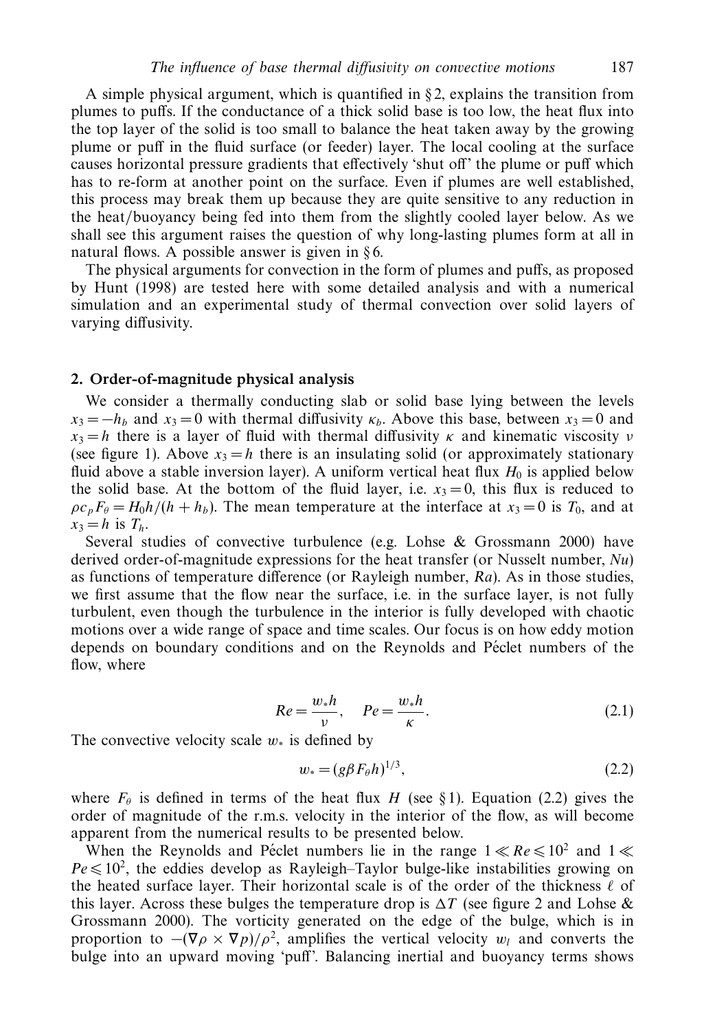A simple physical argument, which is quantified in § 2, explains the transition from plumes to puffs. If the conductance of a thick solid base is too low, the heat flux into the top layer of the solid is too small to balance the heat taken away by the growing plume or puff in the fluid surface (or feeder) layer. The local cooling at the surface causes horizontal pressure gradients that effectively 'shut off' the plume or puff which has to re-form at another point on the surface. Even if plumes are well established, this process may break them up because they are quite sensitive to any reduction in the heat/buoyancy being fed into them from the slightly cooled layer below. As we shall see this argument raises the question of why long-lasting plumes form at all in natural flows. A possible answer is given in § 6.

The physical arguments for convection in the form of plumes and puffs, as proposed by Hunt (1998) are tested here with some detailed analysis and with a numerical simulation and an experimental study of thermal convection over solid layers of varying diffusivity.

## 2. Order-of-magnitude physical analysis

We consider a thermally conducting slab or solid base lying between the levels $x_3 = -h_b$ and $x_3 = 0$ with thermal diffusivity $\kappa_b$. Above this base, between $x_3 = 0$ and $x_3 = h$ there is a layer of fluid with thermal diffusivity $\kappa$ and kinematic viscosity $\nu$ (see figure 1). Above $x_3 = h$ there is an insulating solid (or approximately stationary fluid above a stable inversion layer). A uniform vertical heat flux $H_0$ is applied below the solid base. At the bottom of the fluid layer, i.e. $x_3 = 0$, this flux is reduced to $\rho c_p F_\theta = H_0 h/(h + h_b)$. The mean temperature at the interface at $x_3 = 0$ is $T_0$, and at $x_3 = h$ is $T_h$.

Several studies of convective turbulence (e.g. Lohse & Grossmann 2000) have derived order-of-magnitude expressions for the heat transfer (or Nusselt number, $Nu$) as functions of temperature difference (or Rayleigh number, $Ra$). As in those studies, we first assume that the flow near the surface, i.e. in the surface layer, is not fully turbulent, even though the turbulence in the interior is fully developed with chaotic motions over a wide range of space and time scales. Our focus is on how eddy motion depends on boundary conditions and on the Reynolds and Péclet numbers of the flow, where

$$Re = \frac{w_* h}{\nu}, \quad Pe = \frac{w_* h}{\kappa}. \tag{2.1}$$

The convective velocity scale $w_*$ is defined by

$$w_* = (g\beta F_\theta h)^{1/3}, \tag{2.2}$$

where $F_\theta$ is defined in terms of the heat flux $H$ (see § 1). Equation (2.2) gives the order of magnitude of the r.m.s. velocity in the interior of the flow, as will become apparent from the numerical results to be presented below.

When the Reynolds and Péclet numbers lie in the range $1 \ll Re \leqslant 10^2$ and $1 \ll Pe \leqslant 10^2$, the eddies develop as Rayleigh–Taylor bulge-like instabilities growing on the heated surface layer. Their horizontal scale is of the order of the thickness $\ell$ of this layer. Across these bulges the temperature drop is $\Delta T$ (see figure 2 and Lohse & Grossmann 2000). The vorticity generated on the edge of the bulge, which is in proportion to $-(\nabla\rho \times \nabla p)/\rho^2$, amplifies the vertical velocity $w_l$ and converts the bulge into an upward moving 'puff'. Balancing inertial and buoyancy terms shows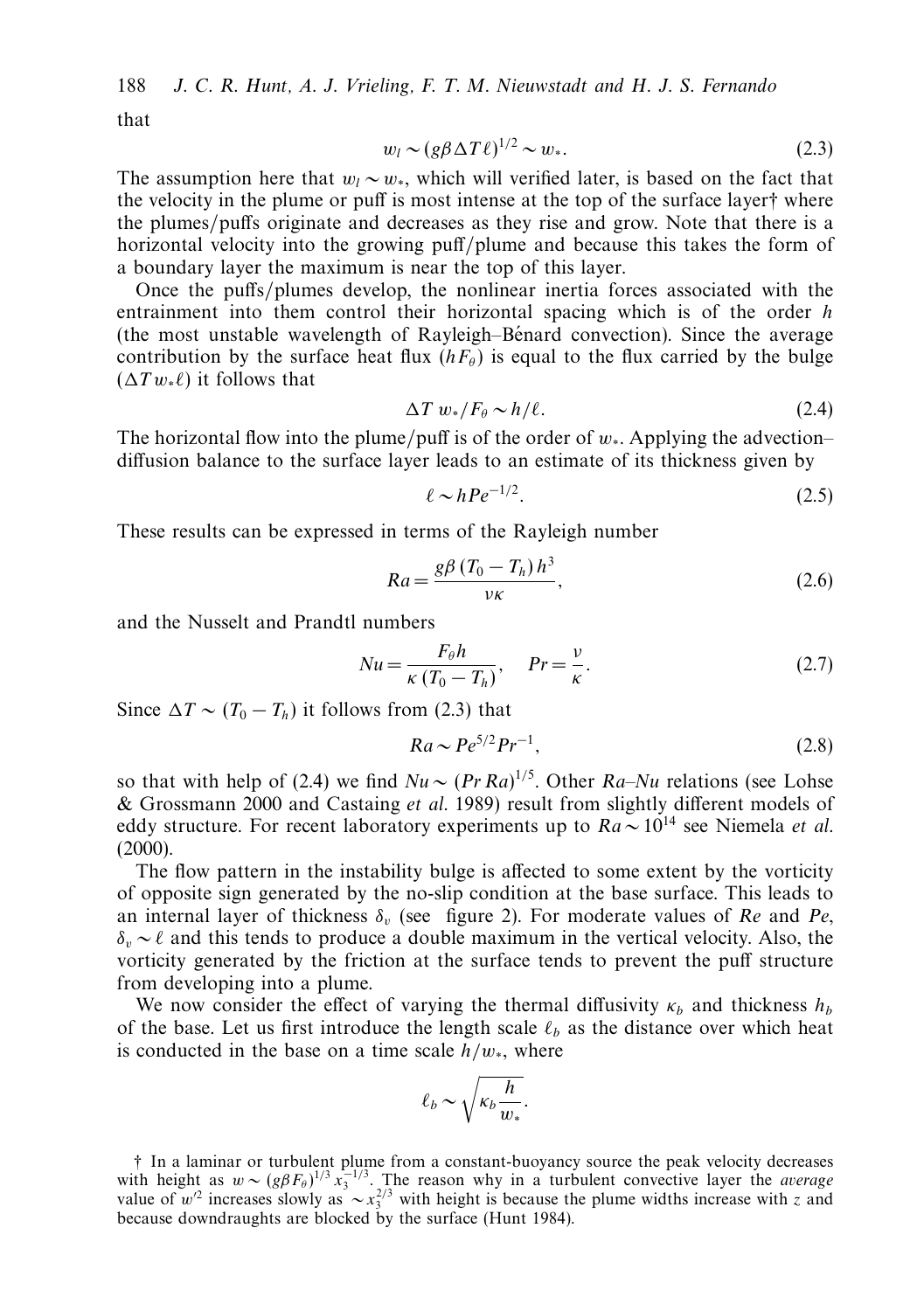that

$$w_l \sim (g\beta \Delta T \ell)^{1/2} \sim w_*. \tag{2.3}$$

The assumption here that $w_l \sim w_*$, which will verified later, is based on the fact that the velocity in the plume or puff is most intense at the top of the surface layer† where the plumes/puffs originate and decreases as they rise and grow. Note that there is a horizontal velocity into the growing puff/plume and because this takes the form of a boundary layer the maximum is near the top of this layer.

Once the puffs/plumes develop, the nonlinear inertia forces associated with the entrainment into them control their horizontal spacing which is of the order $h$ (the most unstable wavelength of Rayleigh–Bénard convection). Since the average contribution by the surface heat flux ($hF_\theta$) is equal to the flux carried by the bulge ($\Delta T w_* \ell$) it follows that

$$\Delta T \, w_* / F_\theta \sim h/\ell. \tag{2.4}$$

The horizontal flow into the plume/puff is of the order of $w_*$. Applying the advection–diffusion balance to the surface layer leads to an estimate of its thickness given by

$$\ell \sim h Pe^{-1/2}. \tag{2.5}$$

These results can be expressed in terms of the Rayleigh number

$$Ra = \frac{g\beta (T_0 - T_h) h^3}{\nu\kappa}, \tag{2.6}$$

and the Nusselt and Prandtl numbers

$$Nu = \frac{F_\theta h}{\kappa (T_0 - T_h)}, \quad Pr = \frac{\nu}{\kappa}. \tag{2.7}$$

Since $\Delta T \sim (T_0 - T_h)$ it follows from (2.3) that

$$Ra \sim Pe^{5/2} Pr^{-1}, \tag{2.8}$$

so that with help of (2.4) we find $Nu \sim (Pr\, Ra)^{1/5}$. Other *Ra*–*Nu* relations (see Lohse & Grossmann 2000 and Castaing *et al.* 1989) result from slightly different models of eddy structure. For recent laboratory experiments up to $Ra \sim 10^{14}$ see Niemela *et al.* (2000).

The flow pattern in the instability bulge is affected to some extent by the vorticity of opposite sign generated by the no-slip condition at the base surface. This leads to an internal layer of thickness $\delta_v$ (see figure 2). For moderate values of *Re* and *Pe*, $\delta_v \sim \ell$ and this tends to produce a double maximum in the vertical velocity. Also, the vorticity generated by the friction at the surface tends to prevent the puff structure from developing into a plume.

We now consider the effect of varying the thermal diffusivity $\kappa_b$ and thickness $h_b$ of the base. Let us first introduce the length scale $\ell_b$ as the distance over which heat is conducted in the base on a time scale $h/w_*$, where

$$\ell_b \sim \sqrt{\kappa_b \frac{h}{w_*}}.$$

† In a laminar or turbulent plume from a constant-buoyancy source the peak velocity decreases with height as $w \sim (g\beta F_\theta)^{1/3} x_3^{-1/3}$. The reason why in a turbulent convective layer the *average* value of $w'^2$ increases slowly as $\sim x_3^{2/3}$ with height is because the plume widths increase with $z$ and because downdraughts are blocked by the surface (Hunt 1984).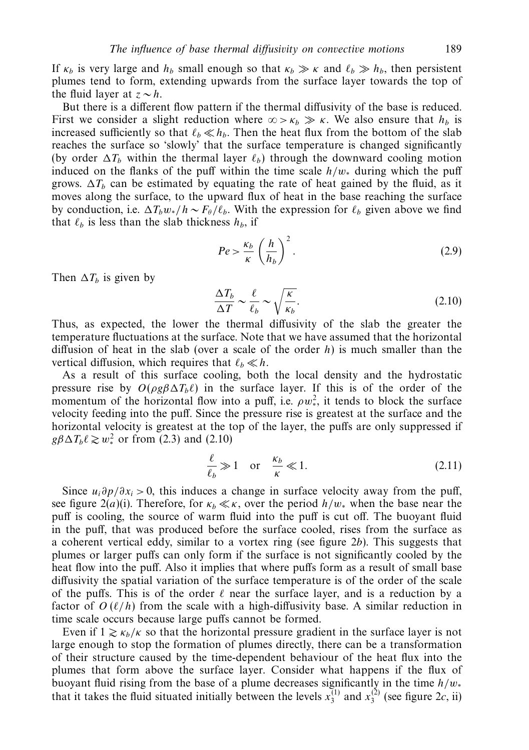If $\kappa_b$ is very large and $h_b$ small enough so that $\kappa_b \gg \kappa$ and $\ell_b \gg h_b$, then persistent plumes tend to form, extending upwards from the surface layer towards the top of the fluid layer at $z \sim h$.

But there is a different flow pattern if the thermal diffusivity of the base is reduced. First we consider a slight reduction where $\infty > \kappa_b \gg \kappa$. We also ensure that $h_b$ is increased sufficiently so that $\ell_b \ll h_b$. Then the heat flux from the bottom of the slab reaches the surface so 'slowly' that the surface temperature is changed significantly (by order $\Delta T_b$ within the thermal layer $\ell_b$) through the downward cooling motion induced on the flanks of the puff within the time scale $h/w_*$ during which the puff grows. $\Delta T_b$ can be estimated by equating the rate of heat gained by the fluid, as it moves along the surface, to the upward flux of heat in the base reaching the surface by conduction, i.e. $\Delta T_b w_*/h \sim F_\theta/\ell_b$. With the expression for $\ell_b$ given above we find that $\ell_b$ is less than the slab thickness $h_b$, if

$$Pe > \frac{\kappa_b}{\kappa}\left(\frac{h}{h_b}\right)^2. \tag{2.9}$$

Then $\Delta T_b$ is given by

$$\frac{\Delta T_b}{\Delta T} \sim \frac{\ell}{\ell_b} \sim \sqrt{\frac{\kappa}{\kappa_b}}. \tag{2.10}$$

Thus, as expected, the lower the thermal diffusivity of the slab the greater the temperature fluctuations at the surface. Note that we have assumed that the horizontal diffusion of heat in the slab (over a scale of the order $h$) is much smaller than the vertical diffusion, which requires that $\ell_b \ll h$.

As a result of this surface cooling, both the local density and the hydrostatic pressure rise by $O(\rho g \beta \Delta T_b \ell)$ in the surface layer. If this is of the order of the momentum of the horizontal flow into a puff, i.e. $\rho w_*^2$, it tends to block the surface velocity feeding into the puff. Since the pressure rise is greatest at the surface and the horizontal velocity is greatest at the top of the layer, the puffs are only suppressed if $g\beta\Delta T_b \ell \gtrsim w_*^2$ or from (2.3) and (2.10)

$$\frac{\ell}{\ell_b} \gg 1 \quad \text{or} \quad \frac{\kappa_b}{\kappa} \ll 1. \tag{2.11}$$

Since $u_i \partial p/\partial x_i > 0$, this induces a change in surface velocity away from the puff, see figure 2(*a*)(i). Therefore, for $\kappa_b \ll \kappa$, over the period $h/w_*$ when the base near the puff is cooling, the source of warm fluid into the puff is cut off. The buoyant fluid in the puff, that was produced before the surface cooled, rises from the surface as a coherent vertical eddy, similar to a vortex ring (see figure 2*b*). This suggests that plumes or larger puffs can only form if the surface is not significantly cooled by the heat flow into the puff. Also it implies that where puffs form as a result of small base diffusivity the spatial variation of the surface temperature is of the order of the scale of the puffs. This is of the order $\ell$ near the surface layer, and is a reduction by a factor of $O(\ell/h)$ from the scale with a high-diffusivity base. A similar reduction in time scale occurs because large puffs cannot be formed.

Even if $1 \gtrsim \kappa_b/\kappa$ so that the horizontal pressure gradient in the surface layer is not large enough to stop the formation of plumes directly, there can be a transformation of their structure caused by the time-dependent behaviour of the heat flux into the plumes that form above the surface layer. Consider what happens if the flux of buoyant fluid rising from the base of a plume decreases significantly in the time $h/w_*$ that it takes the fluid situated initially between the levels $x_3^{(1)}$ and $x_3^{(2)}$ (see figure 2*c*, ii)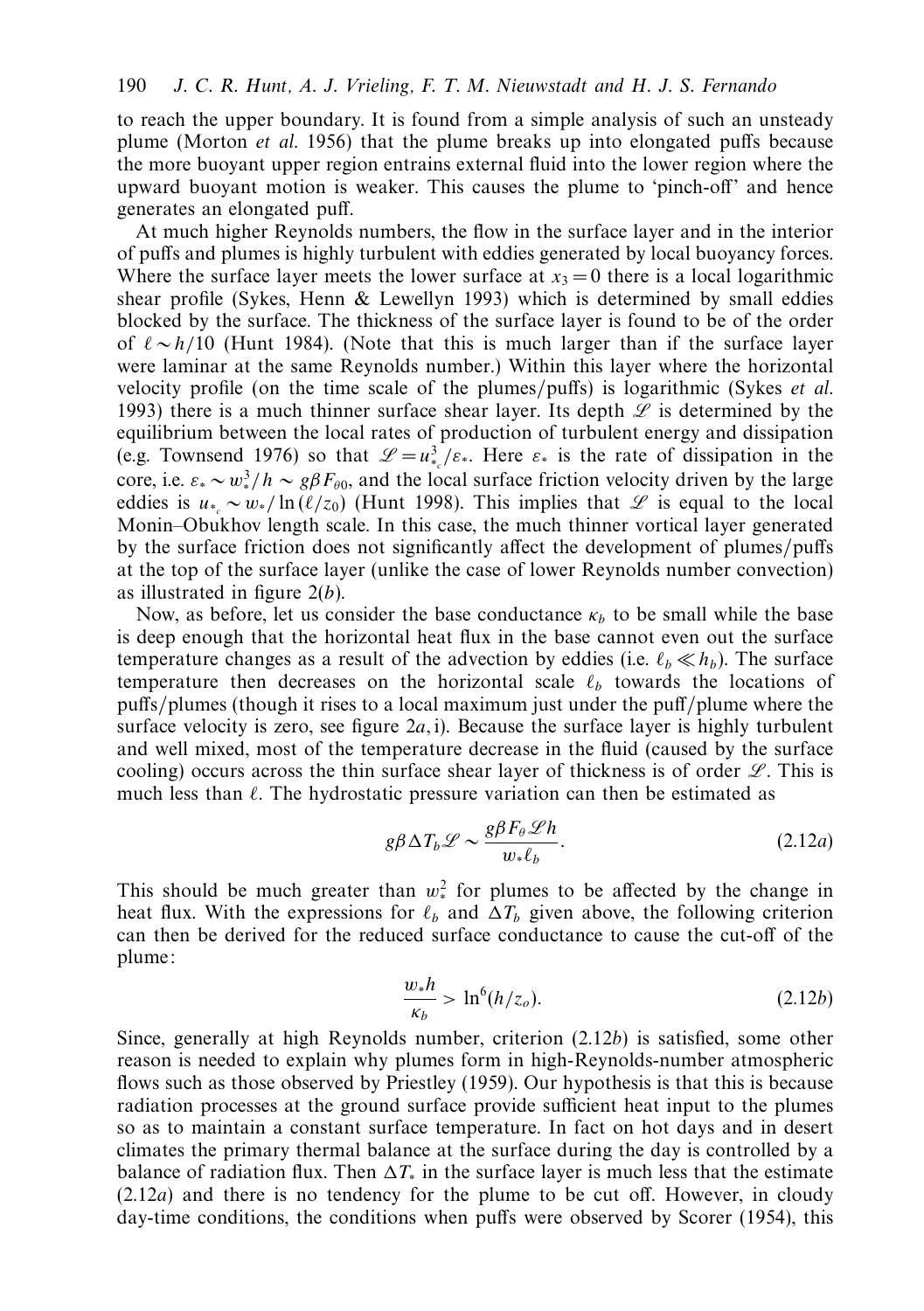to reach the upper boundary. It is found from a simple analysis of such an unsteady plume (Morton *et al.* 1956) that the plume breaks up into elongated puffs because the more buoyant upper region entrains external fluid into the lower region where the upward buoyant motion is weaker. This causes the plume to 'pinch-off' and hence generates an elongated puff.

At much higher Reynolds numbers, the flow in the surface layer and in the interior of puffs and plumes is highly turbulent with eddies generated by local buoyancy forces. Where the surface layer meets the lower surface at $x_3 = 0$ there is a local logarithmic shear profile (Sykes, Henn & Lewellyn 1993) which is determined by small eddies blocked by the surface. The thickness of the surface layer is found to be of the order of $\ell \sim h/10$ (Hunt 1984). (Note that this is much larger than if the surface layer were laminar at the same Reynolds number.) Within this layer where the horizontal velocity profile (on the time scale of the plumes/puffs) is logarithmic (Sykes *et al.* 1993) there is a much thinner surface shear layer. Its depth $\mathscr{L}$ is determined by the equilibrium between the local rates of production of turbulent energy and dissipation (e.g. Townsend 1976) so that $\mathscr{L} = u_{*_c}^3/\varepsilon_*$. Here $\varepsilon_*$ is the rate of dissipation in the core, i.e. $\varepsilon_* \sim w_*^3/h \sim g\beta F_{\theta 0}$, and the local surface friction velocity driven by the large eddies is $u_{*_c} \sim w_*/\ln(\ell/z_0)$ (Hunt 1998). This implies that $\mathscr{L}$ is equal to the local Monin–Obukhov length scale. In this case, the much thinner vortical layer generated by the surface friction does not significantly affect the development of plumes/puffs at the top of the surface layer (unlike the case of lower Reynolds number convection) as illustrated in figure 2(*b*).

Now, as before, let us consider the base conductance $\kappa_b$ to be small while the base is deep enough that the horizontal heat flux in the base cannot even out the surface temperature changes as a result of the advection by eddies (i.e. $\ell_b \ll h_b$). The surface temperature then decreases on the horizontal scale $\ell_b$ towards the locations of puffs/plumes (though it rises to a local maximum just under the puff/plume where the surface velocity is zero, see figure 2*a*, i). Because the surface layer is highly turbulent and well mixed, most of the temperature decrease in the fluid (caused by the surface cooling) occurs across the thin surface shear layer of thickness is of order $\mathscr{L}$. This is much less than $\ell$. The hydrostatic pressure variation can then be estimated as

$$g\beta \Delta T_b \mathscr{L} \sim \frac{g\beta F_\theta \mathscr{L} h}{w_* \ell_b}. \tag{2.12a}$$

This should be much greater than $w_*^2$ for plumes to be affected by the change in heat flux. With the expressions for $\ell_b$ and $\Delta T_b$ given above, the following criterion can then be derived for the reduced surface conductance to cause the cut-off of the plume:

$$\frac{w_* h}{\kappa_b} > \ln^6(h/z_o). \tag{2.12b}$$

Since, generally at high Reynolds number, criterion (2.12*b*) is satisfied, some other reason is needed to explain why plumes form in high-Reynolds-number atmospheric flows such as those observed by Priestley (1959). Our hypothesis is that this is because radiation processes at the ground surface provide sufficient heat input to the plumes so as to maintain a constant surface temperature. In fact on hot days and in desert climates the primary thermal balance at the surface during the day is controlled by a balance of radiation flux. Then $\Delta T_*$ in the surface layer is much less that the estimate (2.12*a*) and there is no tendency for the plume to be cut off. However, in cloudy day-time conditions, the conditions when puffs were observed by Scorer (1954), this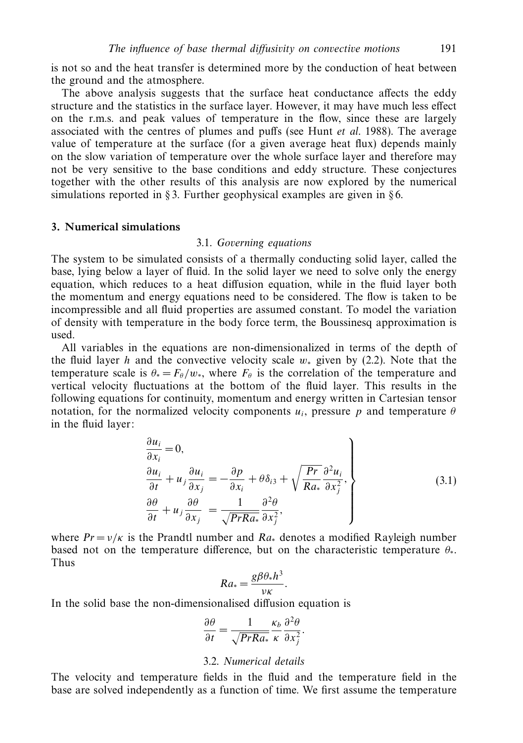is not so and the heat transfer is determined more by the conduction of heat between the ground and the atmosphere.

The above analysis suggests that the surface heat conductance affects the eddy structure and the statistics in the surface layer. However, it may have much less effect on the r.m.s. and peak values of temperature in the flow, since these are largely associated with the centres of plumes and puffs (see Hunt *et al.* 1988). The average value of temperature at the surface (for a given average heat flux) depends mainly on the slow variation of temperature over the whole surface layer and therefore may not be very sensitive to the base conditions and eddy structure. These conjectures together with the other results of this analysis are now explored by the numerical simulations reported in § 3. Further geophysical examples are given in § 6.

## 3. Numerical simulations

### 3.1. *Governing equations*

The system to be simulated consists of a thermally conducting solid layer, called the base, lying below a layer of fluid. In the solid layer we need to solve only the energy equation, which reduces to a heat diffusion equation, while in the fluid layer both the momentum and energy equations need to be considered. The flow is taken to be incompressible and all fluid properties are assumed constant. To model the variation of density with temperature in the body force term, the Boussinesq approximation is used.

All variables in the equations are non-dimensionalized in terms of the depth of the fluid layer $h$ and the convective velocity scale $w_*$ given by (2.2). Note that the temperature scale is $\theta_* = F_\theta / w_*$, where $F_\theta$ is the correlation of the temperature and vertical velocity fluctuations at the bottom of the fluid layer. This results in the following equations for continuity, momentum and energy written in Cartesian tensor notation, for the normalized velocity components $u_i$, pressure $p$ and temperature $\theta$ in the fluid layer:

$$\left.\begin{aligned}
&\frac{\partial u_i}{\partial x_i} = 0, \\
&\frac{\partial u_i}{\partial t} + u_j \frac{\partial u_i}{\partial x_j} = -\frac{\partial p}{\partial x_i} + \theta \delta_{i3} + \sqrt{\frac{Pr}{Ra_*}} \frac{\partial^2 u_i}{\partial x_j^2}, \\
&\frac{\partial \theta}{\partial t} + u_j \frac{\partial \theta}{\partial x_j} = \frac{1}{\sqrt{Pr Ra_*}} \frac{\partial^2 \theta}{\partial x_j^2},
\end{aligned}\right\} \tag{3.1}$$

where $Pr = \nu/\kappa$ is the Prandtl number and $Ra_*$ denotes a modified Rayleigh number based not on the temperature difference, but on the characteristic temperature $\theta_*$. Thus

$$Ra_* = \frac{g \beta \theta_* h^3}{\nu \kappa}.$$

In the solid base the non-dimensionalised diffusion equation is

$$\frac{\partial \theta}{\partial t} = \frac{1}{\sqrt{Pr Ra_*}} \frac{\kappa_b}{\kappa} \frac{\partial^2 \theta}{\partial x_j^2}.$$

### 3.2. *Numerical details*

The velocity and temperature fields in the fluid and the temperature field in the base are solved independently as a function of time. We first assume the temperature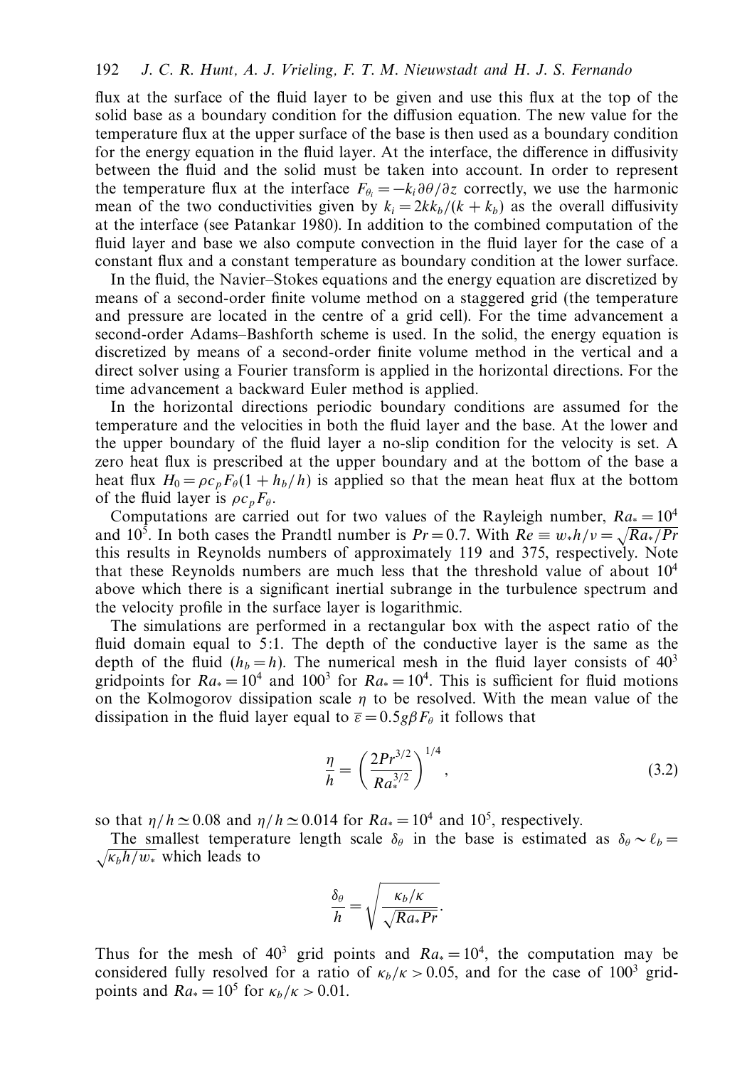flux at the surface of the fluid layer to be given and use this flux at the top of the solid base as a boundary condition for the diffusion equation. The new value for the temperature flux at the upper surface of the base is then used as a boundary condition for the energy equation in the fluid layer. At the interface, the difference in diffusivity between the fluid and the solid must be taken into account. In order to represent the temperature flux at the interface $F_{\theta_i} = -k_i \partial\theta/\partial z$ correctly, we use the harmonic mean of the two conductivities given by $k_i = 2kk_b/(k + k_b)$ as the overall diffusivity at the interface (see Patankar 1980). In addition to the combined computation of the fluid layer and base we also compute convection in the fluid layer for the case of a constant flux and a constant temperature as boundary condition at the lower surface.

In the fluid, the Navier–Stokes equations and the energy equation are discretized by means of a second-order finite volume method on a staggered grid (the temperature and pressure are located in the centre of a grid cell). For the time advancement a second-order Adams–Bashforth scheme is used. In the solid, the energy equation is discretized by means of a second-order finite volume method in the vertical and a direct solver using a Fourier transform is applied in the horizontal directions. For the time advancement a backward Euler method is applied.

In the horizontal directions periodic boundary conditions are assumed for the temperature and the velocities in both the fluid layer and the base. At the lower and the upper boundary of the fluid layer a no-slip condition for the velocity is set. A zero heat flux is prescribed at the upper boundary and at the bottom of the base a heat flux $H_0 = \rho c_p F_\theta(1 + h_b/h)$ is applied so that the mean heat flux at the bottom of the fluid layer is $\rho c_p F_\theta$.

Computations are carried out for two values of the Rayleigh number, $Ra_* = 10^4$ and $10^5$. In both cases the Prandtl number is $Pr = 0.7$. With $Re \equiv w_* h/\nu = \sqrt{Ra_*/Pr}$ this results in Reynolds numbers of approximately 119 and 375, respectively. Note that these Reynolds numbers are much less that the threshold value of about $10^4$ above which there is a significant inertial subrange in the turbulence spectrum and the velocity profile in the surface layer is logarithmic.

The simulations are performed in a rectangular box with the aspect ratio of the fluid domain equal to 5:1. The depth of the conductive layer is the same as the depth of the fluid ($h_b = h$). The numerical mesh in the fluid layer consists of $40^3$ gridpoints for $Ra_* = 10^4$ and $100^3$ for $Ra_* = 10^4$. This is sufficient for fluid motions on the Kolmogorov dissipation scale $\eta$ to be resolved. With the mean value of the dissipation in the fluid layer equal to $\overline{\varepsilon} = 0.5 g\beta F_\theta$ it follows that

$$\frac{\eta}{h} = \left(\frac{2Pr^{3/2}}{Ra_*^{3/2}}\right)^{1/4}, \tag{3.2}$$

so that $\eta/h \simeq 0.08$ and $\eta/h \simeq 0.014$ for $Ra_* = 10^4$ and $10^5$, respectively.

The smallest temperature length scale $\delta_\theta$ in the base is estimated as $\delta_\theta \sim \ell_b = \sqrt{\kappa_b h/w_*}$ which leads to

$$\frac{\delta_\theta}{h} = \sqrt{\frac{\kappa_b/\kappa}{\sqrt{Ra_* Pr}}}.$$

Thus for the mesh of $40^3$ grid points and $Ra_* = 10^4$, the computation may be considered fully resolved for a ratio of $\kappa_b/\kappa > 0.05$, and for the case of $100^3$ grid-points and $Ra_* = 10^5$ for $\kappa_b/\kappa > 0.01$.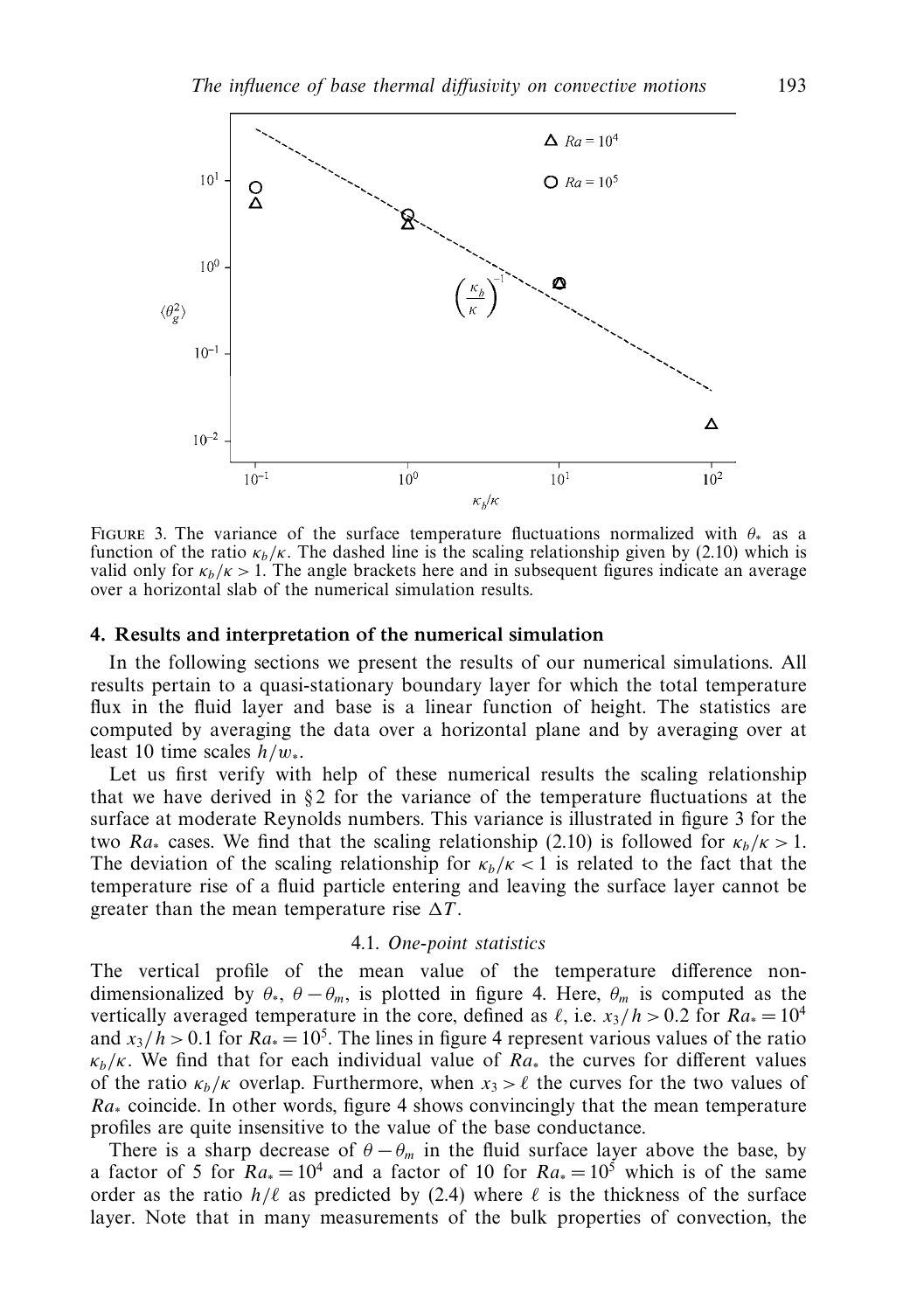Figure 3. The variance of the surface temperature fluctuations normalized with $\theta_*$ as a function of the ratio $\kappa_b/\kappa$. The dashed line is the scaling relationship given by (2.10) which is valid only for $\kappa_b/\kappa > 1$. The angle brackets here and in subsequent figures indicate an average over a horizontal slab of the numerical simulation results.

## 4. Results and interpretation of the numerical simulation

In the following sections we present the results of our numerical simulations. All results pertain to a quasi-stationary boundary layer for which the total temperature flux in the fluid layer and base is a linear function of height. The statistics are computed by averaging the data over a horizontal plane and by averaging over at least 10 time scales $h/w_*$.

Let us first verify with help of these numerical results the scaling relationship that we have derived in §2 for the variance of the temperature fluctuations at the surface at moderate Reynolds numbers. This variance is illustrated in figure 3 for the two $Ra_*$ cases. We find that the scaling relationship (2.10) is followed for $\kappa_b/\kappa > 1$. The deviation of the scaling relationship for $\kappa_b/\kappa < 1$ is related to the fact that the temperature rise of a fluid particle entering and leaving the surface layer cannot be greater than the mean temperature rise $\Delta T$.

### 4.1. One-point statistics

The vertical profile of the mean value of the temperature difference non-dimensionalized by $\theta_*$, $\theta - \theta_m$, is plotted in figure 4. Here, $\theta_m$ is computed as the vertically averaged temperature in the core, defined as $\ell$, i.e. $x_3/h > 0.2$ for $Ra_* = 10^4$ and $x_3/h > 0.1$ for $Ra_* = 10^5$. The lines in figure 4 represent various values of the ratio $\kappa_b/\kappa$. We find that for each individual value of $Ra_*$ the curves for different values of the ratio $\kappa_b/\kappa$ overlap. Furthermore, when $x_3 > \ell$ the curves for the two values of $Ra_*$ coincide. In other words, figure 4 shows convincingly that the mean temperature profiles are quite insensitive to the value of the base conductance.

There is a sharp decrease of $\theta - \theta_m$ in the fluid surface layer above the base, by a factor of 5 for $Ra_* = 10^4$ and a factor of 10 for $Ra_* = 10^5$ which is of the same order as the ratio $h/\ell$ as predicted by (2.4) where $\ell$ is the thickness of the surface layer. Note that in many measurements of the bulk properties of convection, the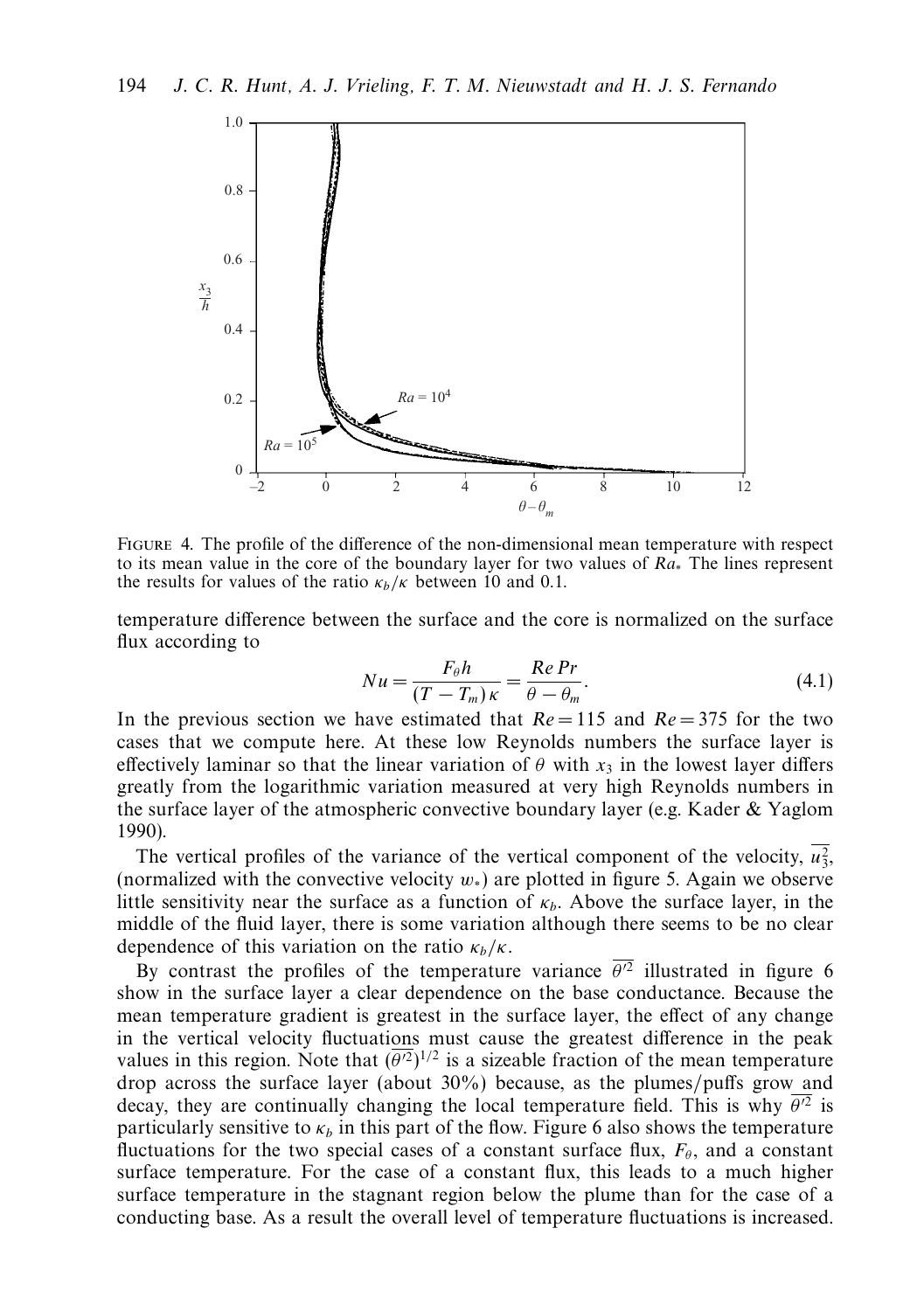FIGURE 4. The profile of the difference of the non-dimensional mean temperature with respect to its mean value in the core of the boundary layer for two values of $Ra_*$. The lines represent the results for values of the ratio $\kappa_b/\kappa$ between 10 and 0.1.

temperature difference between the surface and the core is normalized on the surface flux according to

$$Nu = \frac{F_\theta h}{(T - T_m)\kappa} = \frac{Re\,Pr}{\theta - \theta_m}. \tag{4.1}$$

In the previous section we have estimated that $Re = 115$ and $Re = 375$ for the two cases that we compute here. At these low Reynolds numbers the surface layer is effectively laminar so that the linear variation of $\theta$ with $x_3$ in the lowest layer differs greatly from the logarithmic variation measured at very high Reynolds numbers in the surface layer of the atmospheric convective boundary layer (e.g. Kader & Yaglom 1990).

The vertical profiles of the variance of the vertical component of the velocity, $\overline{u_3^2}$, (normalized with the convective velocity $w_*$) are plotted in figure 5. Again we observe little sensitivity near the surface as a function of $\kappa_b$. Above the surface layer, in the middle of the fluid layer, there is some variation although there seems to be no clear dependence of this variation on the ratio $\kappa_b/\kappa$.

By contrast the profiles of the temperature variance $\overline{\theta'^2}$ illustrated in figure 6 show in the surface layer a clear dependence on the base conductance. Because the mean temperature gradient is greatest in the surface layer, the effect of any change in the vertical velocity fluctuations must cause the greatest difference in the peak values in this region. Note that $(\overline{\theta'^2})^{1/2}$ is a sizeable fraction of the mean temperature drop across the surface layer (about 30%) because, as the plumes/puffs grow and decay, they are continually changing the local temperature field. This is why $\overline{\theta'^2}$ is particularly sensitive to $\kappa_b$ in this part of the flow. Figure 6 also shows the temperature fluctuations for the two special cases of a constant surface flux, $F_\theta$, and a constant surface temperature. For the case of a constant flux, this leads to a much higher surface temperature in the stagnant region below the plume than for the case of a conducting base. As a result the overall level of temperature fluctuations is increased.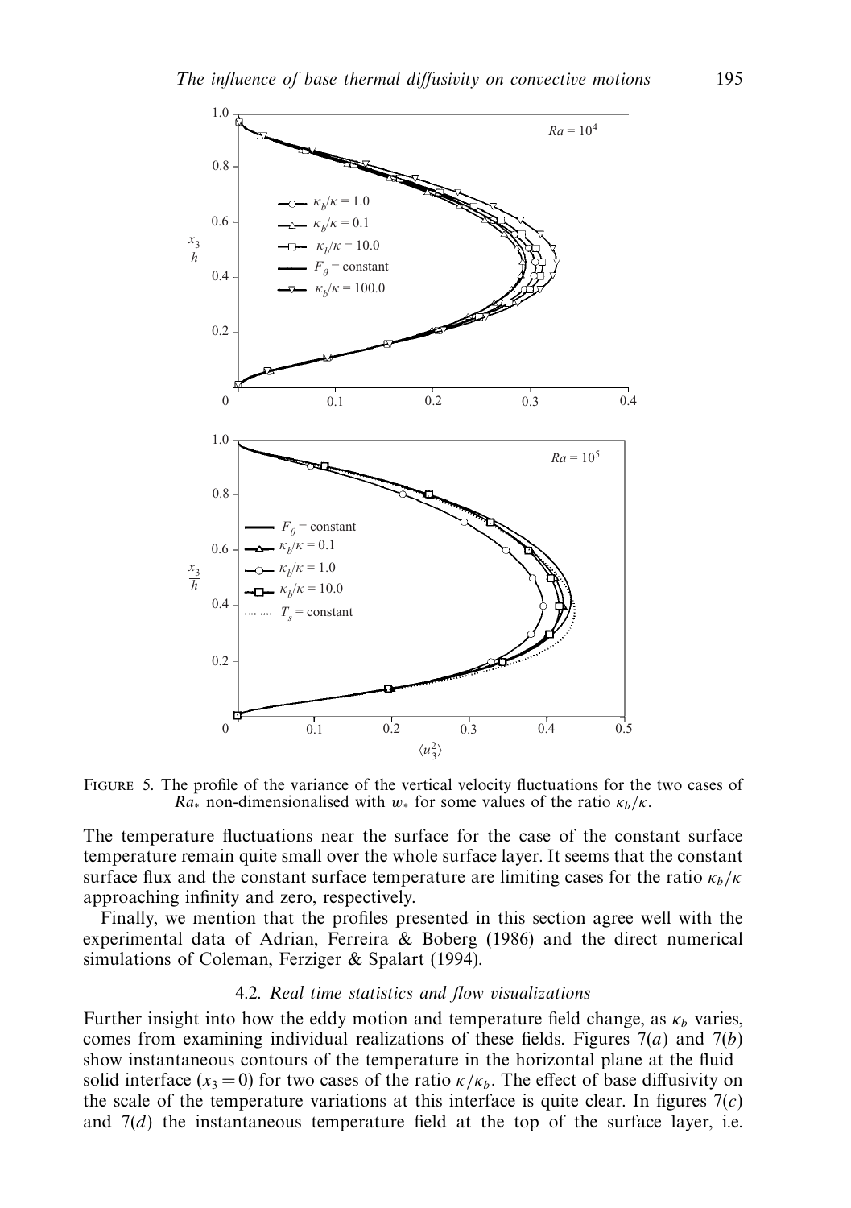FIGURE 5. The profile of the variance of the vertical velocity fluctuations for the two cases of $Ra_*$ non-dimensionalised with $w_*$ for some values of the ratio $\kappa_b/\kappa$.

The temperature fluctuations near the surface for the case of the constant surface temperature remain quite small over the whole surface layer. It seems that the constant surface flux and the constant surface temperature are limiting cases for the ratio $\kappa_b/\kappa$ approaching infinity and zero, respectively.

Finally, we mention that the profiles presented in this section agree well with the experimental data of Adrian, Ferreira & Boberg (1986) and the direct numerical simulations of Coleman, Ferziger & Spalart (1994).

### 4.2. *Real time statistics and flow visualizations*

Further insight into how the eddy motion and temperature field change, as $\kappa_b$ varies, comes from examining individual realizations of these fields. Figures 7(*a*) and 7(*b*) show instantaneous contours of the temperature in the horizontal plane at the fluid–solid interface ($x_3 = 0$) for two cases of the ratio $\kappa/\kappa_b$. The effect of base diffusivity on the scale of the temperature variations at this interface is quite clear. In figures 7(*c*) and 7(*d*) the instantaneous temperature field at the top of the surface layer, i.e.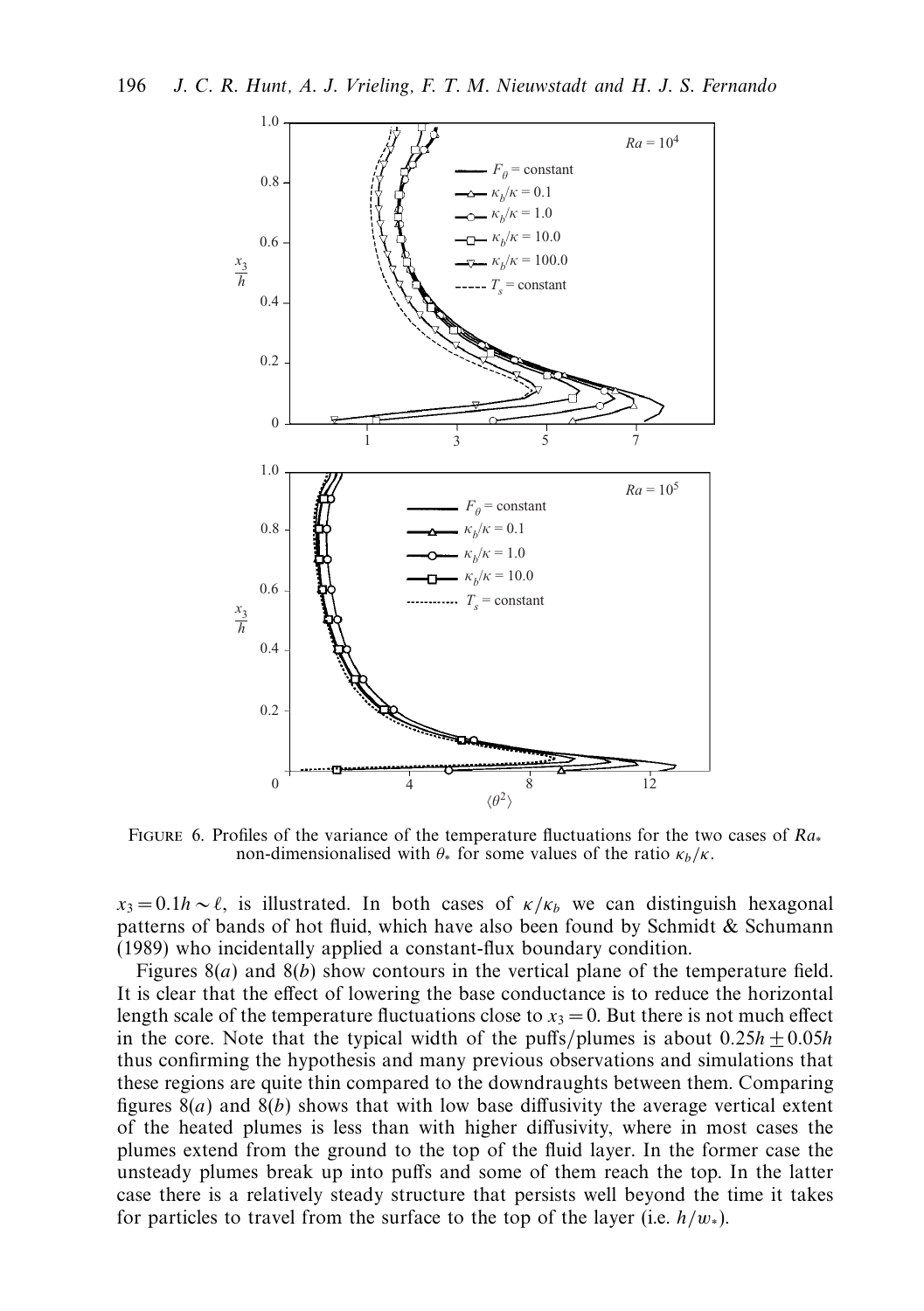FIGURE 6. Profiles of the variance of the temperature fluctuations for the two cases of $Ra_*$ non-dimensionalised with $\theta_*$ for some values of the ratio $\kappa_b/\kappa$.

$x_3 = 0.1h \sim \ell$, is illustrated. In both cases of $\kappa/\kappa_b$ we can distinguish hexagonal patterns of bands of hot fluid, which have also been found by Schmidt & Schumann (1989) who incidentally applied a constant-flux boundary condition.

Figures 8(*a*) and 8(*b*) show contours in the vertical plane of the temperature field. It is clear that the effect of lowering the base conductance is to reduce the horizontal length scale of the temperature fluctuations close to $x_3 = 0$. But there is not much effect in the core. Note that the typical width of the puffs/plumes is about $0.25h \pm 0.05h$ thus confirming the hypothesis and many previous observations and simulations that these regions are quite thin compared to the downdraughts between them. Comparing figures 8(*a*) and 8(*b*) shows that with low base diffusivity the average vertical extent of the heated plumes is less than with higher diffusivity, where in most cases the plumes extend from the ground to the top of the fluid layer. In the former case the unsteady plumes break up into puffs and some of them reach the top. In the latter case there is a relatively steady structure that persists well beyond the time it takes for particles to travel from the surface to the top of the layer (i.e. $h/w_*$).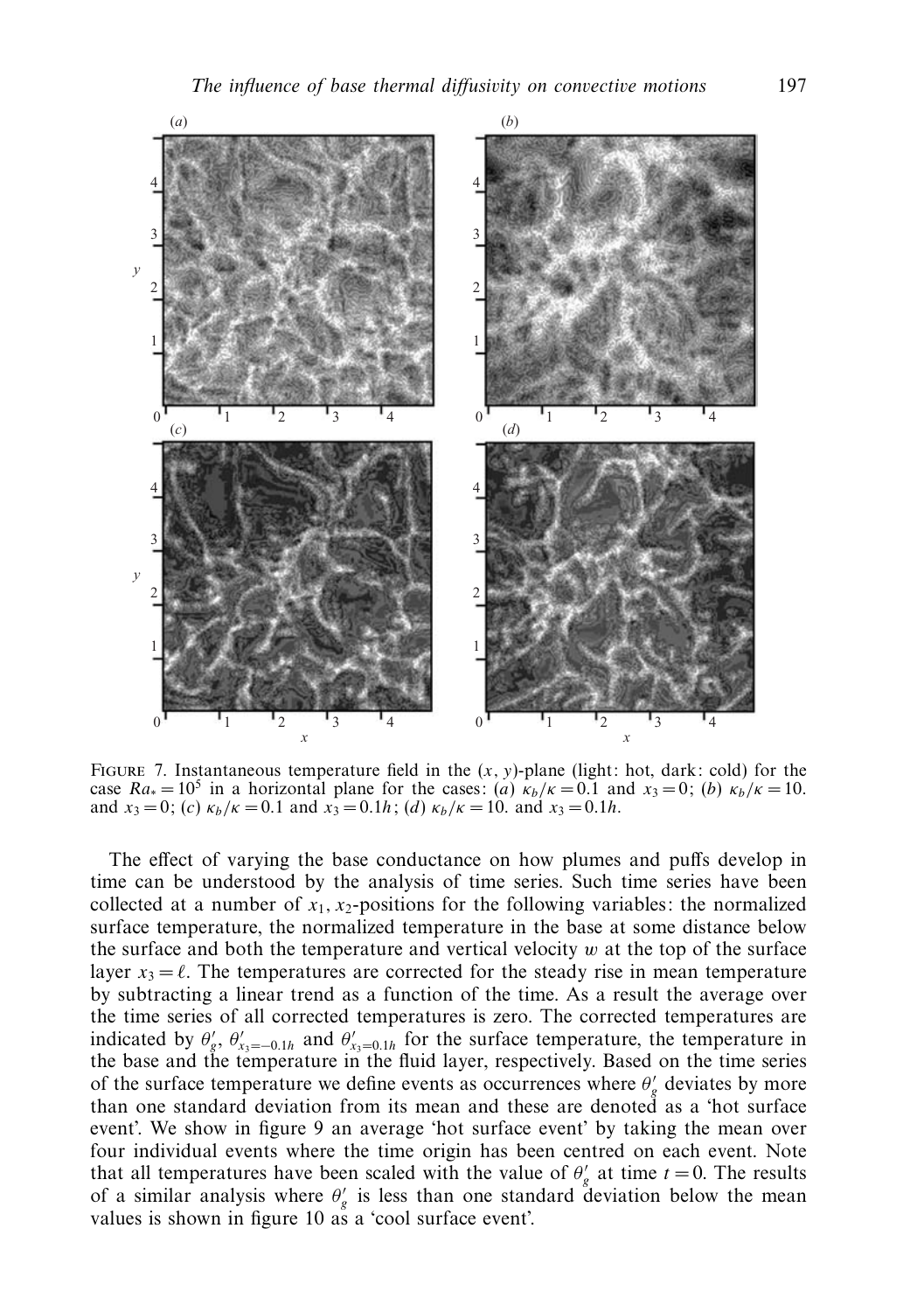FIGURE 7. Instantaneous temperature field in the $(x, y)$-plane (light: hot, dark: cold) for the case $Ra_* = 10^5$ in a horizontal plane for the cases: (*a*) $\kappa_b/\kappa = 0.1$ and $x_3 = 0$; (*b*) $\kappa_b/\kappa = 10.$ and $x_3 = 0$; (*c*) $\kappa_b/\kappa = 0.1$ and $x_3 = 0.1h$; (*d*) $\kappa_b/\kappa = 10.$ and $x_3 = 0.1h$.

The effect of varying the base conductance on how plumes and puffs develop in time can be understood by the analysis of time series. Such time series have been collected at a number of $x_1, x_2$-positions for the following variables: the normalized surface temperature, the normalized temperature in the base at some distance below the surface and both the temperature and vertical velocity $w$ at the top of the surface layer $x_3 = \ell$. The temperatures are corrected for the steady rise in mean temperature by subtracting a linear trend as a function of the time. As a result the average over the time series of all corrected temperatures is zero. The corrected temperatures are indicated by $\theta'_g$, $\theta'_{x_3=-0.1h}$ and $\theta'_{x_3=0.1h}$ for the surface temperature, the temperature in the base and the temperature in the fluid layer, respectively. Based on the time series of the surface temperature we define events as occurrences where $\theta'_g$ deviates by more than one standard deviation from its mean and these are denoted as a 'hot surface event'. We show in figure 9 an average 'hot surface event' by taking the mean over four individual events where the time origin has been centred on each event. Note that all temperatures have been scaled with the value of $\theta'_g$ at time $t = 0$. The results of a similar analysis where $\theta'_g$ is less than one standard deviation below the mean values is shown in figure 10 as a 'cool surface event'.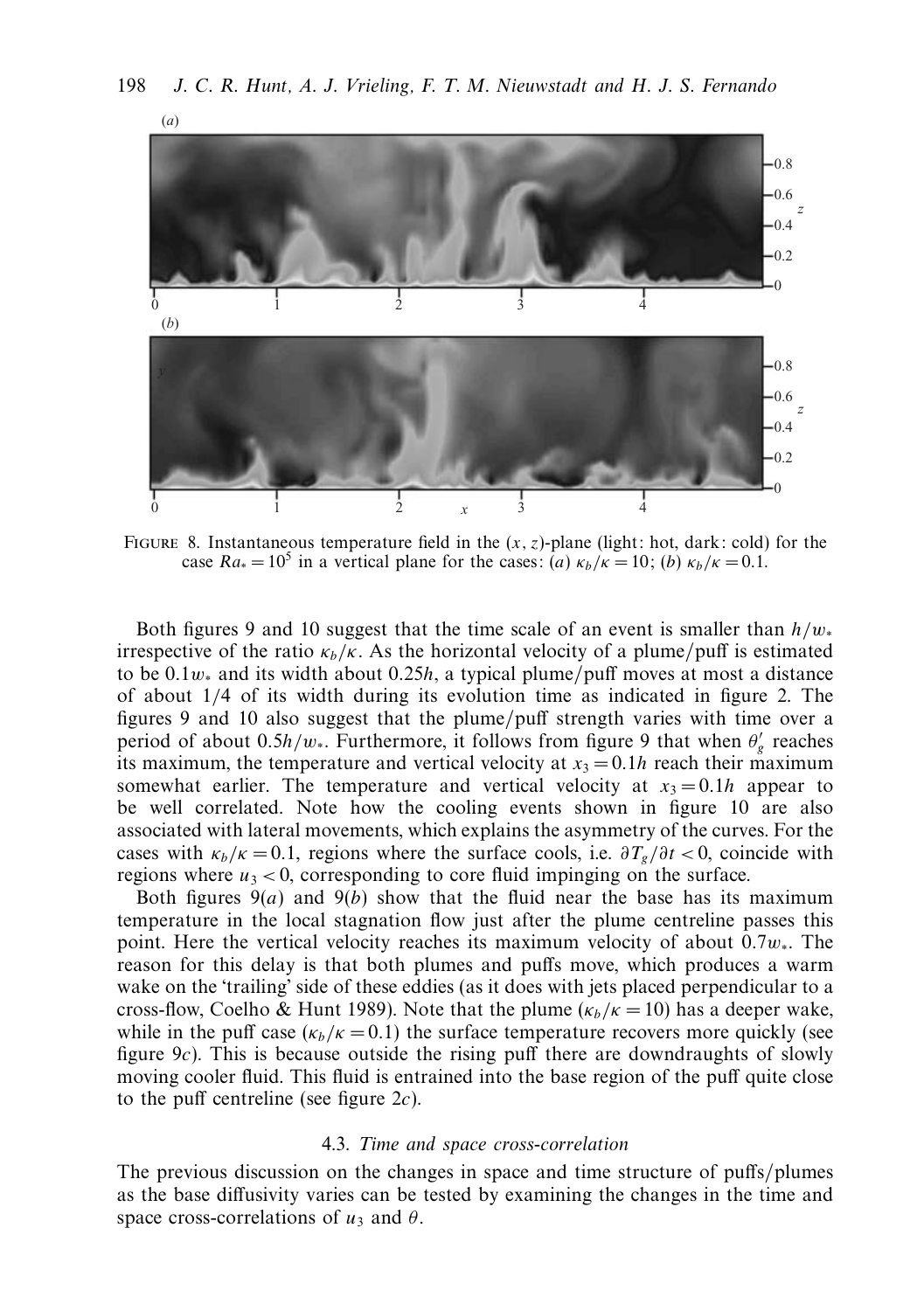FIGURE 8. Instantaneous temperature field in the $(x, z)$-plane (light: hot, dark: cold) for the case $Ra_* = 10^5$ in a vertical plane for the cases: (*a*) $\kappa_b/\kappa = 10$; (*b*) $\kappa_b/\kappa = 0.1$.

Both figures 9 and 10 suggest that the time scale of an event is smaller than $h/w_*$ irrespective of the ratio $\kappa_b/\kappa$. As the horizontal velocity of a plume/puff is estimated to be $0.1w_*$ and its width about $0.25h$, a typical plume/puff moves at most a distance of about 1/4 of its width during its evolution time as indicated in figure 2. The figures 9 and 10 also suggest that the plume/puff strength varies with time over a period of about $0.5h/w_*$. Furthermore, it follows from figure 9 that when $\theta_g'$ reaches its maximum, the temperature and vertical velocity at $x_3 = 0.1h$ reach their maximum somewhat earlier. The temperature and vertical velocity at $x_3 = 0.1h$ appear to be well correlated. Note how the cooling events shown in figure 10 are also associated with lateral movements, which explains the asymmetry of the curves. For the cases with $\kappa_b/\kappa = 0.1$, regions where the surface cools, i.e. $\partial T_g/\partial t < 0$, coincide with regions where $u_3 < 0$, corresponding to core fluid impinging on the surface.

Both figures 9(*a*) and 9(*b*) show that the fluid near the base has its maximum temperature in the local stagnation flow just after the plume centreline passes this point. Here the vertical velocity reaches its maximum velocity of about $0.7w_*$. The reason for this delay is that both plumes and puffs move, which produces a warm wake on the 'trailing' side of these eddies (as it does with jets placed perpendicular to a cross-flow, Coelho & Hunt 1989). Note that the plume ($\kappa_b/\kappa = 10$) has a deeper wake, while in the puff case ($\kappa_b/\kappa = 0.1$) the surface temperature recovers more quickly (see figure 9*c*). This is because outside the rising puff there are downdraughts of slowly moving cooler fluid. This fluid is entrained into the base region of the puff quite close to the puff centreline (see figure 2*c*).

### 4.3. *Time and space cross-correlation*

The previous discussion on the changes in space and time structure of puffs/plumes as the base diffusivity varies can be tested by examining the changes in the time and space cross-correlations of $u_3$ and $\theta$.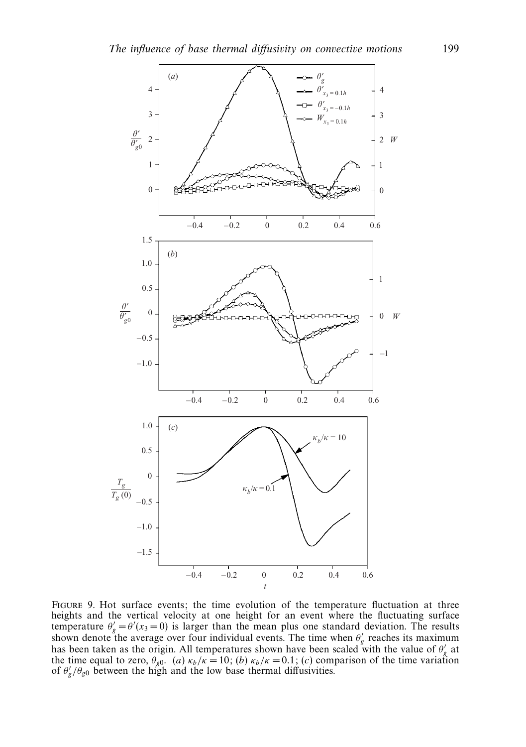FIGURE 9. Hot surface events; the time evolution of the temperature fluctuation at three heights and the vertical velocity at one height for an event where the fluctuating surface temperature $\theta'_g = \theta'(x_3 = 0)$ is larger than the mean plus one standard deviation. The results shown denote the average over four individual events. The time when $\theta'_g$ reaches its maximum has been taken as the origin. All temperatures shown have been scaled with the value of $\theta'_g$ at the time equal to zero, $\theta_{g0}$. (*a*) $\kappa_b/\kappa = 10$; (*b*) $\kappa_b/\kappa = 0.1$; (*c*) comparison of the time variation of $\theta'_g/\theta_{g0}$ between the high and the low base thermal diffusivities.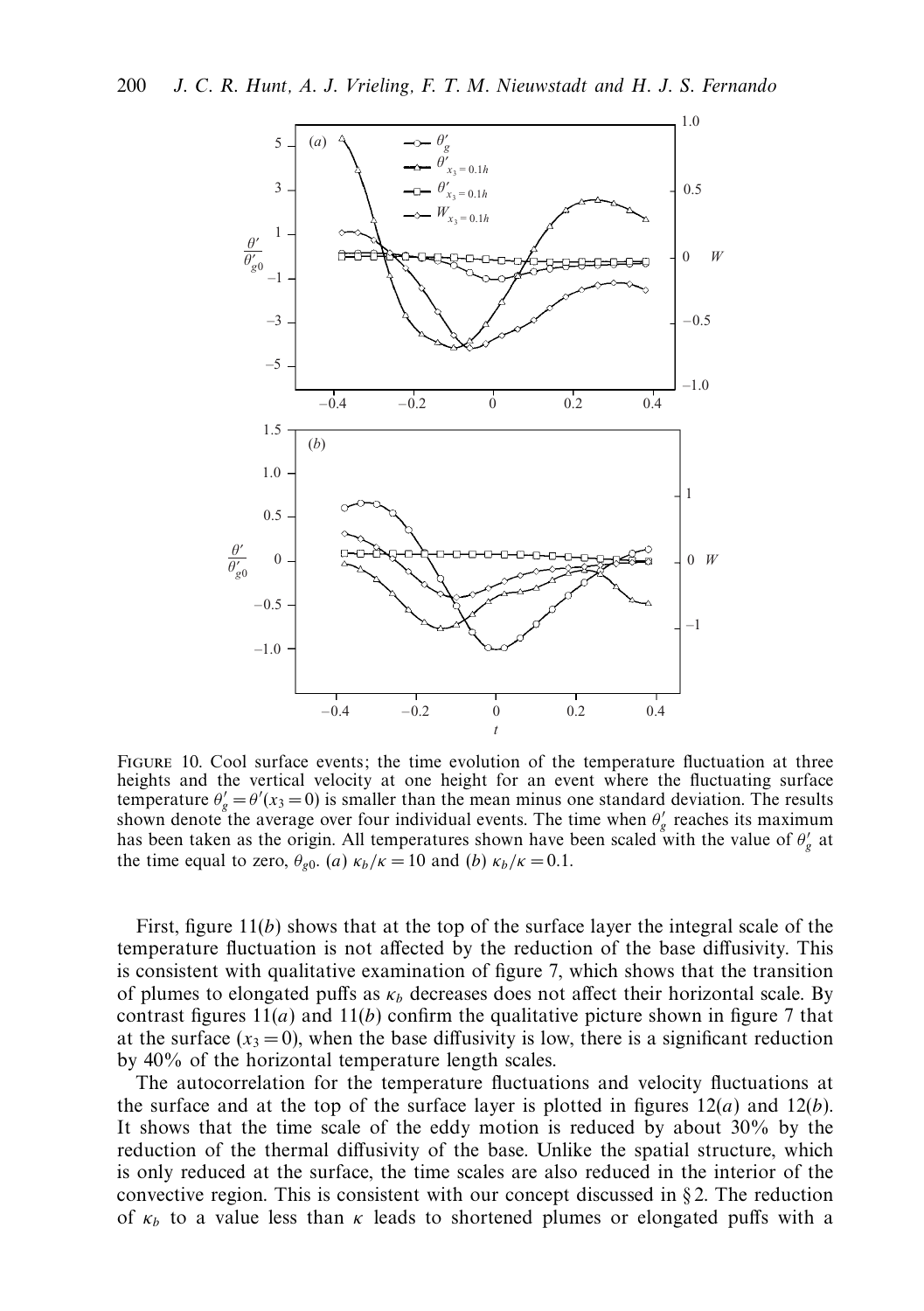Figure 10. Cool surface events; the time evolution of the temperature fluctuation at three heights and the vertical velocity at one height for an event where the fluctuating surface temperature $\theta'_g = \theta'(x_3 = 0)$ is smaller than the mean minus one standard deviation. The results shown denote the average over four individual events. The time when $\theta'_g$ reaches its maximum has been taken as the origin. All temperatures shown have been scaled with the value of $\theta'_g$ at the time equal to zero, $\theta_{g0}$. (*a*) $\kappa_b/\kappa = 10$ and (*b*) $\kappa_b/\kappa = 0.1$.

First, figure 11(*b*) shows that at the top of the surface layer the integral scale of the temperature fluctuation is not affected by the reduction of the base diffusivity. This is consistent with qualitative examination of figure 7, which shows that the transition of plumes to elongated puffs as $\kappa_b$ decreases does not affect their horizontal scale. By contrast figures 11(*a*) and 11(*b*) confirm the qualitative picture shown in figure 7 that at the surface ($x_3 = 0$), when the base diffusivity is low, there is a significant reduction by 40% of the horizontal temperature length scales.

The autocorrelation for the temperature fluctuations and velocity fluctuations at the surface and at the top of the surface layer is plotted in figures 12(*a*) and 12(*b*). It shows that the time scale of the eddy motion is reduced by about 30% by the reduction of the thermal diffusivity of the base. Unlike the spatial structure, which is only reduced at the surface, the time scales are also reduced in the interior of the convective region. This is consistent with our concept discussed in § 2. The reduction of $\kappa_b$ to a value less than $\kappa$ leads to shortened plumes or elongated puffs with a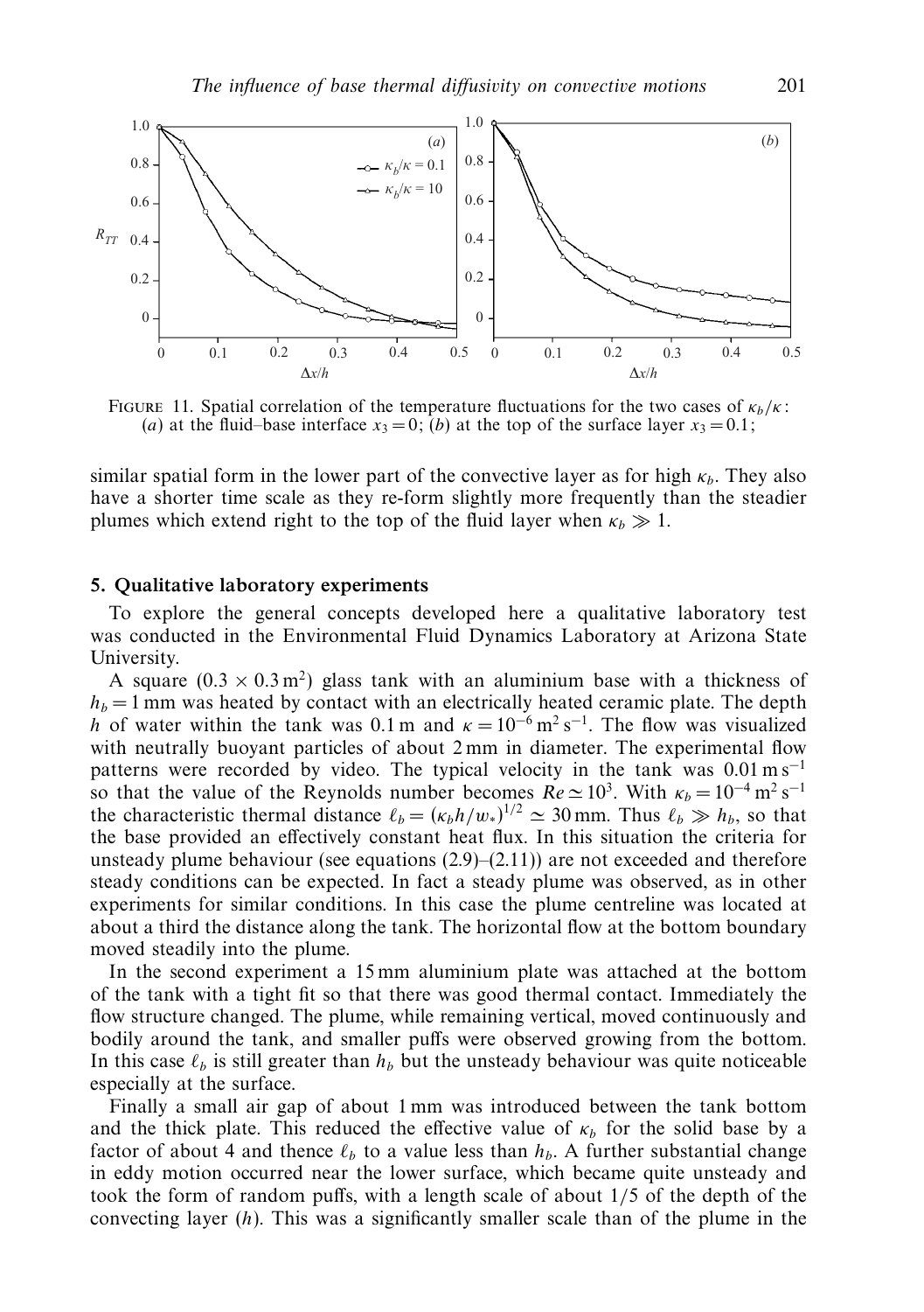FIGURE 11. Spatial correlation of the temperature fluctuations for the two cases of $\kappa_b/\kappa$: (*a*) at the fluid–base interface $x_3 = 0$; (*b*) at the top of the surface layer $x_3 = 0.1$;

similar spatial form in the lower part of the convective layer as for high $\kappa_b$. They also have a shorter time scale as they re-form slightly more frequently than the steadier plumes which extend right to the top of the fluid layer when $\kappa_b \gg 1$.

## 5. Qualitative laboratory experiments

To explore the general concepts developed here a qualitative laboratory test was conducted in the Environmental Fluid Dynamics Laboratory at Arizona State University.

A square $(0.3 \times 0.3\,\text{m}^2)$ glass tank with an aluminium base with a thickness of $h_b = 1$ mm was heated by contact with an electrically heated ceramic plate. The depth $h$ of water within the tank was 0.1 m and $\kappa = 10^{-6}\,\text{m}^2\,\text{s}^{-1}$. The flow was visualized with neutrally buoyant particles of about 2 mm in diameter. The experimental flow patterns were recorded by video. The typical velocity in the tank was $0.01\,\text{m}\,\text{s}^{-1}$ so that the value of the Reynolds number becomes $Re \simeq 10^3$. With $\kappa_b = 10^{-4}\,\text{m}^2\,\text{s}^{-1}$ the characteristic thermal distance $\ell_b = (\kappa_b h/w_*)^{1/2} \simeq 30$ mm. Thus $\ell_b \gg h_b$, so that the base provided an effectively constant heat flux. In this situation the criteria for unsteady plume behaviour (see equations (2.9)–(2.11)) are not exceeded and therefore steady conditions can be expected. In fact a steady plume was observed, as in other experiments for similar conditions. In this case the plume centreline was located at about a third the distance along the tank. The horizontal flow at the bottom boundary moved steadily into the plume.

In the second experiment a 15 mm aluminium plate was attached at the bottom of the tank with a tight fit so that there was good thermal contact. Immediately the flow structure changed. The plume, while remaining vertical, moved continuously and bodily around the tank, and smaller puffs were observed growing from the bottom. In this case $\ell_b$ is still greater than $h_b$ but the unsteady behaviour was quite noticeable especially at the surface.

Finally a small air gap of about 1 mm was introduced between the tank bottom and the thick plate. This reduced the effective value of $\kappa_b$ for the solid base by a factor of about 4 and thence $\ell_b$ to a value less than $h_b$. A further substantial change in eddy motion occurred near the lower surface, which became quite unsteady and took the form of random puffs, with a length scale of about 1/5 of the depth of the convecting layer ($h$). This was a significantly smaller scale than of the plume in the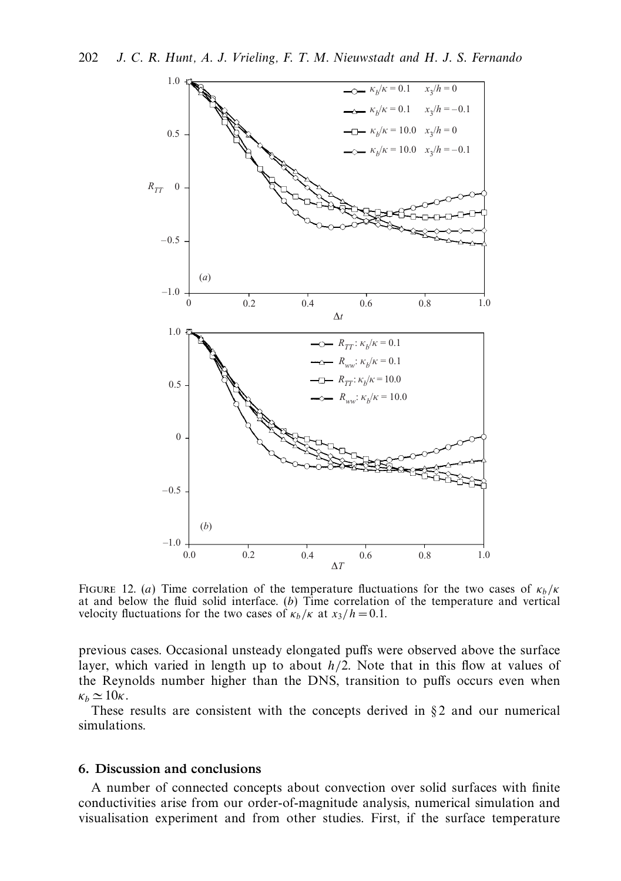FIGURE 12. (*a*) Time correlation of the temperature fluctuations for the two cases of $\kappa_b/\kappa$ at and below the fluid solid interface. (*b*) Time correlation of the temperature and vertical velocity fluctuations for the two cases of $\kappa_b/\kappa$ at $x_3/h = 0.1$.

previous cases. Occasional unsteady elongated puffs were observed above the surface layer, which varied in length up to about $h/2$. Note that in this flow at values of the Reynolds number higher than the DNS, transition to puffs occurs even when $\kappa_b \simeq 10\kappa$.

These results are consistent with the concepts derived in §2 and our numerical simulations.

## 6. Discussion and conclusions

A number of connected concepts about convection over solid surfaces with finite conductivities arise from our order-of-magnitude analysis, numerical simulation and visualisation experiment and from other studies. First, if the surface temperature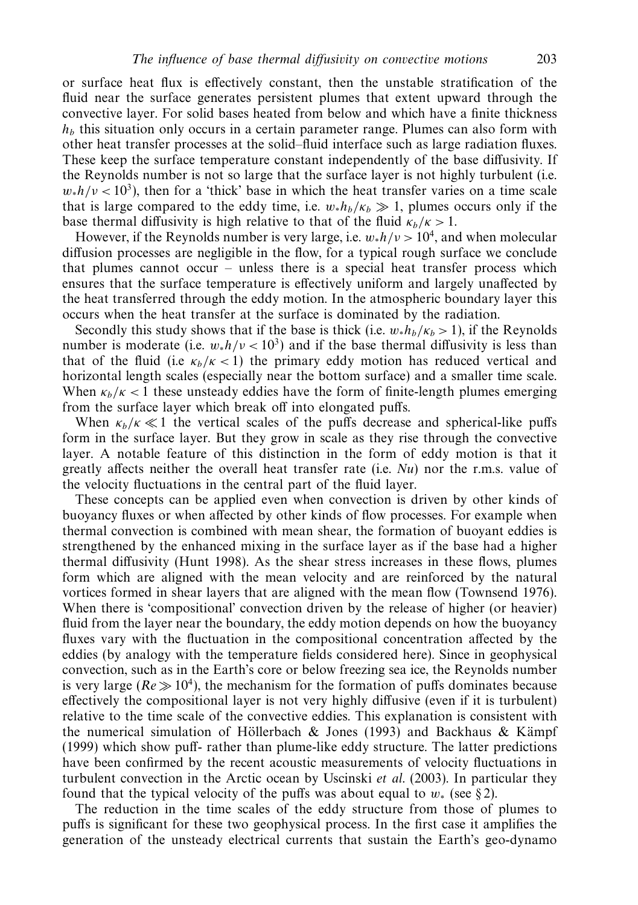or surface heat flux is effectively constant, then the unstable stratification of the fluid near the surface generates persistent plumes that extent upward through the convective layer. For solid bases heated from below and which have a finite thickness $h_b$ this situation only occurs in a certain parameter range. Plumes can also form with other heat transfer processes at the solid–fluid interface such as large radiation fluxes. These keep the surface temperature constant independently of the base diffusivity. If the Reynolds number is not so large that the surface layer is not highly turbulent (i.e. $w_* h/\nu < 10^3$), then for a 'thick' base in which the heat transfer varies on a time scale that is large compared to the eddy time, i.e. $w_* h_b/\kappa_b \gg 1$, plumes occurs only if the base thermal diffusivity is high relative to that of the fluid $\kappa_b/\kappa > 1$.

However, if the Reynolds number is very large, i.e. $w_* h/\nu > 10^4$, and when molecular diffusion processes are negligible in the flow, for a typical rough surface we conclude that plumes cannot occur – unless there is a special heat transfer process which ensures that the surface temperature is effectively uniform and largely unaffected by the heat transferred through the eddy motion. In the atmospheric boundary layer this occurs when the heat transfer at the surface is dominated by the radiation.

Secondly this study shows that if the base is thick (i.e. $w_* h_b/\kappa_b > 1$), if the Reynolds number is moderate (i.e. $w_* h/\nu < 10^3$) and if the base thermal diffusivity is less than that of the fluid (i.e $\kappa_b/\kappa < 1$) the primary eddy motion has reduced vertical and horizontal length scales (especially near the bottom surface) and a smaller time scale. When $\kappa_b/\kappa < 1$ these unsteady eddies have the form of finite-length plumes emerging from the surface layer which break off into elongated puffs.

When $\kappa_b/\kappa \ll 1$ the vertical scales of the puffs decrease and spherical-like puffs form in the surface layer. But they grow in scale as they rise through the convective layer. A notable feature of this distinction in the form of eddy motion is that it greatly affects neither the overall heat transfer rate (i.e. *Nu*) nor the r.m.s. value of the velocity fluctuations in the central part of the fluid layer.

These concepts can be applied even when convection is driven by other kinds of buoyancy fluxes or when affected by other kinds of flow processes. For example when thermal convection is combined with mean shear, the formation of buoyant eddies is strengthened by the enhanced mixing in the surface layer as if the base had a higher thermal diffusivity (Hunt 1998). As the shear stress increases in these flows, plumes form which are aligned with the mean velocity and are reinforced by the natural vortices formed in shear layers that are aligned with the mean flow (Townsend 1976). When there is 'compositional' convection driven by the release of higher (or heavier) fluid from the layer near the boundary, the eddy motion depends on how the buoyancy fluxes vary with the fluctuation in the compositional concentration affected by the eddies (by analogy with the temperature fields considered here). Since in geophysical convection, such as in the Earth's core or below freezing sea ice, the Reynolds number is very large ($Re \gg 10^4$), the mechanism for the formation of puffs dominates because effectively the compositional layer is not very highly diffusive (even if it is turbulent) relative to the time scale of the convective eddies. This explanation is consistent with the numerical simulation of Höllerbach & Jones (1993) and Backhaus & Kämpf (1999) which show puff- rather than plume-like eddy structure. The latter predictions have been confirmed by the recent acoustic measurements of velocity fluctuations in turbulent convection in the Arctic ocean by Uscinski *et al.* (2003). In particular they found that the typical velocity of the puffs was about equal to $w_*$ (see § 2).

The reduction in the time scales of the eddy structure from those of plumes to puffs is significant for these two geophysical process. In the first case it amplifies the generation of the unsteady electrical currents that sustain the Earth's geo-dynamo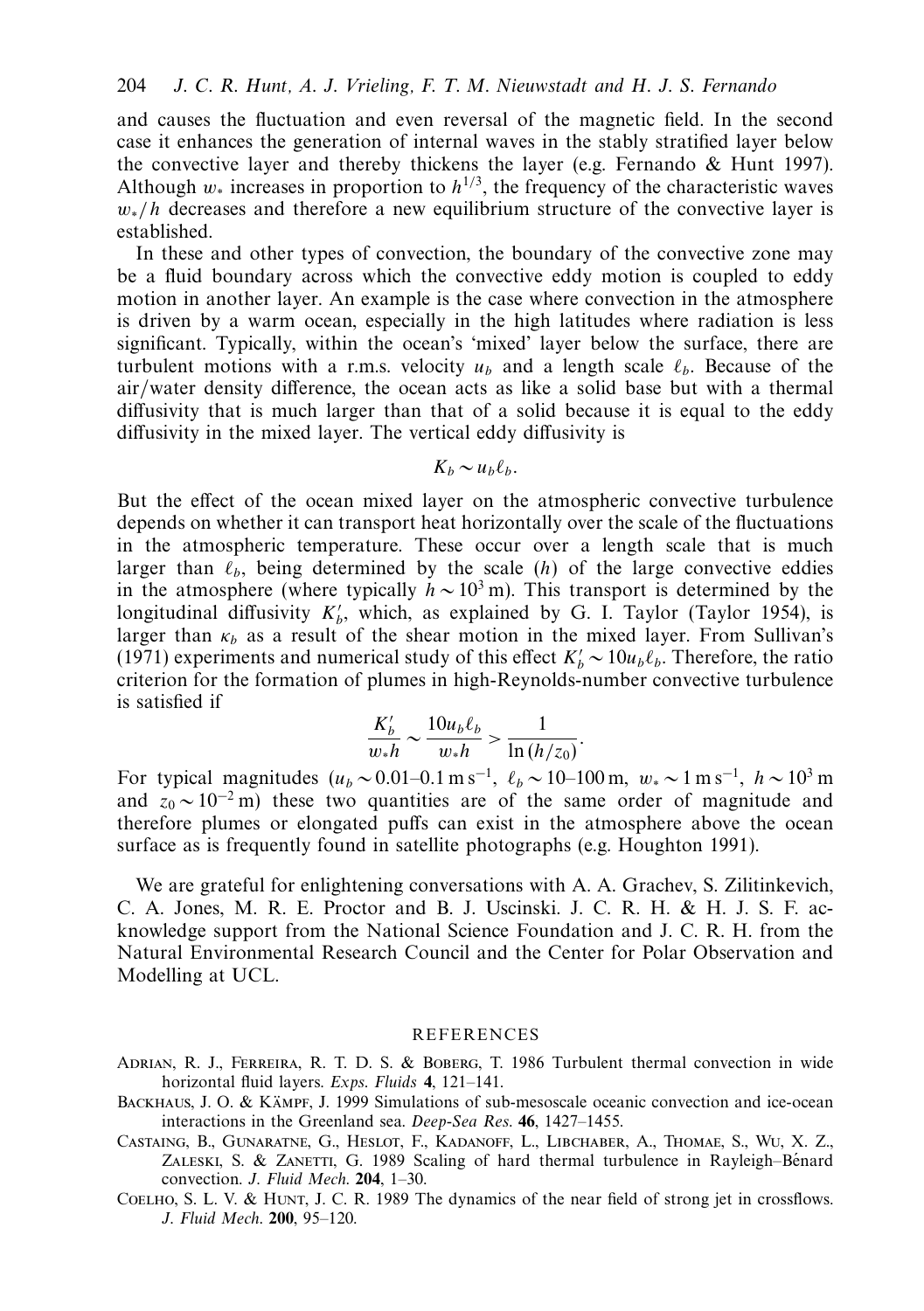and causes the fluctuation and even reversal of the magnetic field. In the second case it enhances the generation of internal waves in the stably stratified layer below the convective layer and thereby thickens the layer (e.g. Fernando & Hunt 1997). Although $w_*$ increases in proportion to $h^{1/3}$, the frequency of the characteristic waves $w_*/h$ decreases and therefore a new equilibrium structure of the convective layer is established.

In these and other types of convection, the boundary of the convective zone may be a fluid boundary across which the convective eddy motion is coupled to eddy motion in another layer. An example is the case where convection in the atmosphere is driven by a warm ocean, especially in the high latitudes where radiation is less significant. Typically, within the ocean's 'mixed' layer below the surface, there are turbulent motions with a r.m.s. velocity $u_b$ and a length scale $\ell_b$. Because of the air/water density difference, the ocean acts as like a solid base but with a thermal diffusivity that is much larger than that of a solid because it is equal to the eddy diffusivity in the mixed layer. The vertical eddy diffusivity is

$$K_b \sim u_b \ell_b.$$

But the effect of the ocean mixed layer on the atmospheric convective turbulence depends on whether it can transport heat horizontally over the scale of the fluctuations in the atmospheric temperature. These occur over a length scale that is much larger than $\ell_b$, being determined by the scale ($h$) of the large convective eddies in the atmosphere (where typically $h \sim 10^3$ m). This transport is determined by the longitudinal diffusivity $K_b'$, which, as explained by G. I. Taylor (Taylor 1954), is larger than $\kappa_b$ as a result of the shear motion in the mixed layer. From Sullivan's (1971) experiments and numerical study of this effect $K_b' \sim 10 u_b \ell_b$. Therefore, the ratio criterion for the formation of plumes in high-Reynolds-number convective turbulence is satisfied if

$$\frac{K_b'}{w_* h} \sim \frac{10 u_b \ell_b}{w_* h} > \frac{1}{\ln(h/z_0)}.$$

For typical magnitudes ($u_b \sim 0.01$–$0.1\,\mathrm{m\,s^{-1}}$, $\ell_b \sim 10$–$100\,\mathrm{m}$, $w_* \sim 1\,\mathrm{m\,s^{-1}}$, $h \sim 10^3\,\mathrm{m}$ and $z_0 \sim 10^{-2}\,\mathrm{m}$) these two quantities are of the same order of magnitude and therefore plumes or elongated puffs can exist in the atmosphere above the ocean surface as is frequently found in satellite photographs (e.g. Houghton 1991).

We are grateful for enlightening conversations with A. A. Grachev, S. Zilitinkevich, C. A. Jones, M. R. E. Proctor and B. J. Uscinski. J. C. R. H. & H. J. S. F. acknowledge support from the National Science Foundation and J. C. R. H. from the Natural Environmental Research Council and the Center for Polar Observation and Modelling at UCL.

## REFERENCES

Adrian, R. J., Ferreira, R. T. D. S. & Boberg, T. 1986 Turbulent thermal convection in wide horizontal fluid layers. *Exps. Fluids* **4**, 121–141.

Backhaus, J. O. & Kämpf, J. 1999 Simulations of sub-mesoscale oceanic convection and ice-ocean interactions in the Greenland sea. *Deep-Sea Res.* **46**, 1427–1455.

Castaing, B., Gunaratne, G., Heslot, F., Kadanoff, L., Libchaber, A., Thomae, S., Wu, X. Z., Zaleski, S. & Zanetti, G. 1989 Scaling of hard thermal turbulence in Rayleigh–Bénard convection. *J. Fluid Mech.* **204**, 1–30.

Coelho, S. L. V. & Hunt, J. C. R. 1989 The dynamics of the near field of strong jet in crossflows. *J. Fluid Mech.* **200**, 95–120.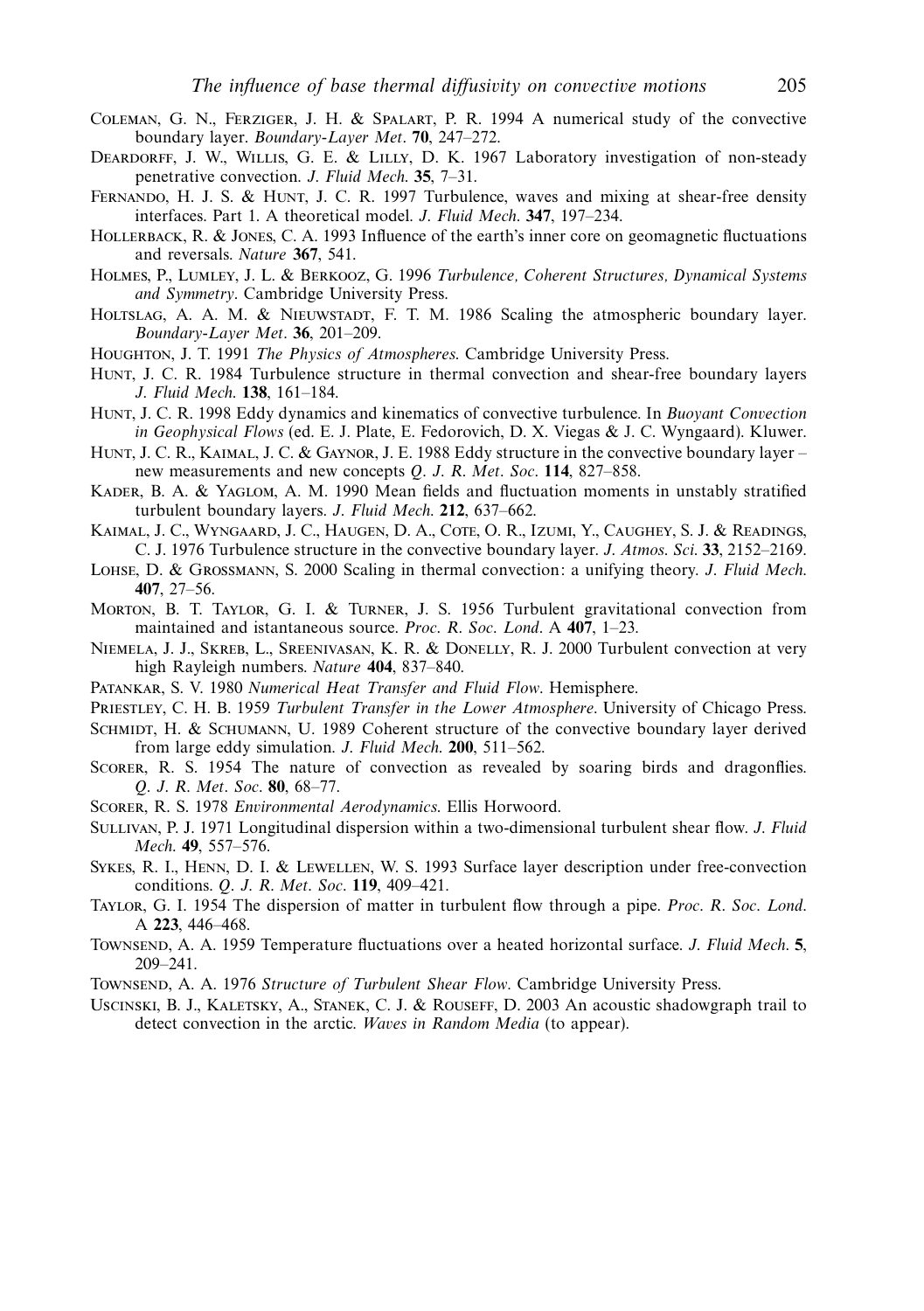Coleman, G. N., Ferziger, J. H. & Spalart, P. R. 1994 A numerical study of the convective boundary layer. *Boundary-Layer Met*. **70**, 247–272.

Deardorff, J. W., Willis, G. E. & Lilly, D. K. 1967 Laboratory investigation of non-steady penetrative convection. *J. Fluid Mech*. **35**, 7–31.

Fernando, H. J. S. & Hunt, J. C. R. 1997 Turbulence, waves and mixing at shear-free density interfaces. Part 1. A theoretical model. *J. Fluid Mech*. **347**, 197–234.

Hollerback, R. & Jones, C. A. 1993 Influence of the earth's inner core on geomagnetic fluctuations and reversals. *Nature* **367**, 541.

Holmes, P., Lumley, J. L. & Berkooz, G. 1996 *Turbulence, Coherent Structures, Dynamical Systems and Symmetry*. Cambridge University Press.

Holtslag, A. A. M. & Nieuwstadt, F. T. M. 1986 Scaling the atmospheric boundary layer. *Boundary-Layer Met*. **36**, 201–209.

Houghton, J. T. 1991 *The Physics of Atmospheres*. Cambridge University Press.

Hunt, J. C. R. 1984 Turbulence structure in thermal convection and shear-free boundary layers *J. Fluid Mech*. **138**, 161–184.

Hunt, J. C. R. 1998 Eddy dynamics and kinematics of convective turbulence. In *Buoyant Convection in Geophysical Flows* (ed. E. J. Plate, E. Fedorovich, D. X. Viegas & J. C. Wyngaard). Kluwer.

Hunt, J. C. R., Kaimal, J. C. & Gaynor, J. E. 1988 Eddy structure in the convective boundary layer – new measurements and new concepts *Q. J. R. Met. Soc*. **114**, 827–858.

Kader, B. A. & Yaglom, A. M. 1990 Mean fields and fluctuation moments in unstably stratified turbulent boundary layers. *J. Fluid Mech*. **212**, 637–662.

Kaimal, J. C., Wyngaard, J. C., Haugen, D. A., Cote, O. R., Izumi, Y., Caughey, S. J. & Readings, C. J. 1976 Turbulence structure in the convective boundary layer. *J. Atmos. Sci*. **33**, 2152–2169.

Lohse, D. & Grossmann, S. 2000 Scaling in thermal convection: a unifying theory. *J. Fluid Mech*. **407**, 27–56.

Morton, B. T. Taylor, G. I. & Turner, J. S. 1956 Turbulent gravitational convection from maintained and istantaneous source. *Proc. R. Soc. Lond*. A **407**, 1–23.

Niemela, J. J., Skreb, L., Sreenivasan, K. R. & Donelly, R. J. 2000 Turbulent convection at very high Rayleigh numbers. *Nature* **404**, 837–840.

Patankar, S. V. 1980 *Numerical Heat Transfer and Fluid Flow*. Hemisphere.

Priestley, C. H. B. 1959 *Turbulent Transfer in the Lower Atmosphere*. University of Chicago Press.

Schmidt, H. & Schumann, U. 1989 Coherent structure of the convective boundary layer derived from large eddy simulation. *J. Fluid Mech*. **200**, 511–562.

Scorer, R. S. 1954 The nature of convection as revealed by soaring birds and dragonflies. *Q. J. R. Met. Soc*. **80**, 68–77.

Scorer, R. S. 1978 *Environmental Aerodynamics*. Ellis Horwood.

Sullivan, P. J. 1971 Longitudinal dispersion within a two-dimensional turbulent shear flow. *J. Fluid Mech*. **49**, 557–576.

Sykes, R. I., Henn, D. I. & Lewellen, W. S. 1993 Surface layer description under free-convection conditions. *Q. J. R. Met. Soc*. **119**, 409–421.

Taylor, G. I. 1954 The dispersion of matter in turbulent flow through a pipe. *Proc. R. Soc. Lond*. A **223**, 446–468.

Townsend, A. A. 1959 Temperature fluctuations over a heated horizontal surface. *J. Fluid Mech*. **5**, 209–241.

Townsend, A. A. 1976 *Structure of Turbulent Shear Flow*. Cambridge University Press.

Uscinski, B. J., Kaletsky, A., Stanek, C. J. & Rouseff, D. 2003 An acoustic shadowgraph trail to detect convection in the arctic. *Waves in Random Media* (to appear).